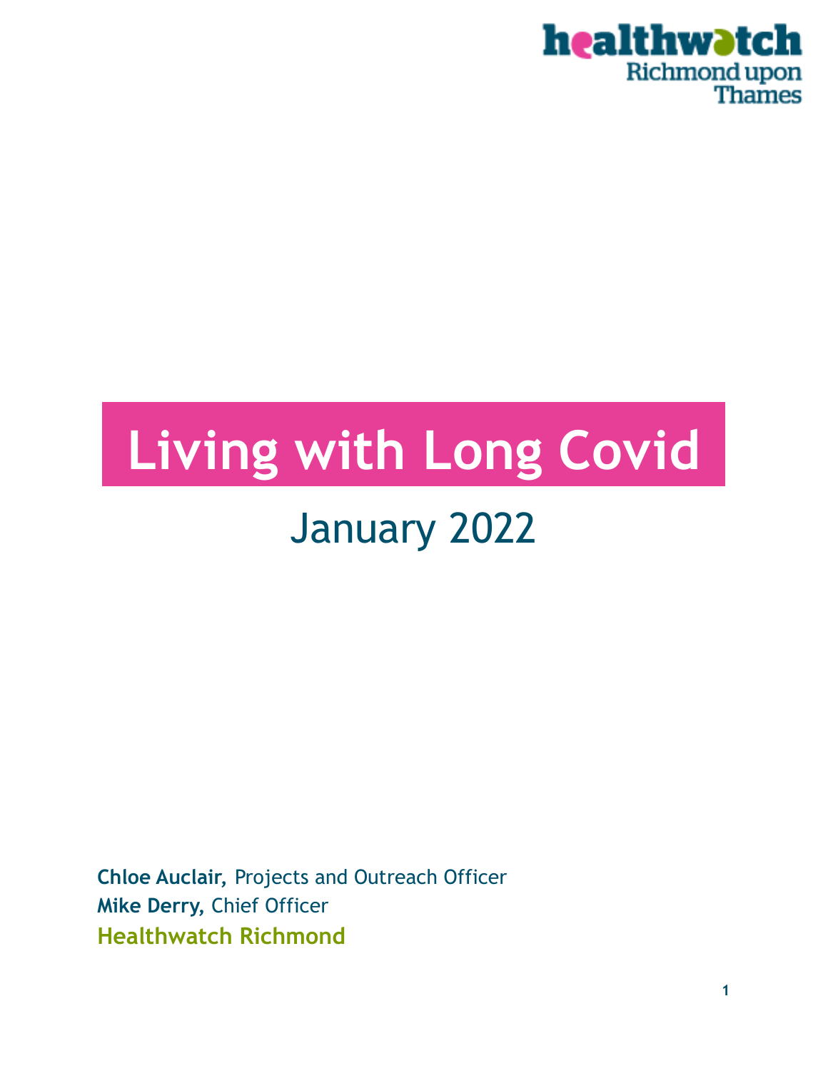healthwatch Richmond upon Thames

# Living with Long Covid

## January 2022

**Chloe Auclair,** Projects and Outreach Officer
**Mike Derry,** Chief Officer
**Healthwatch Richmond**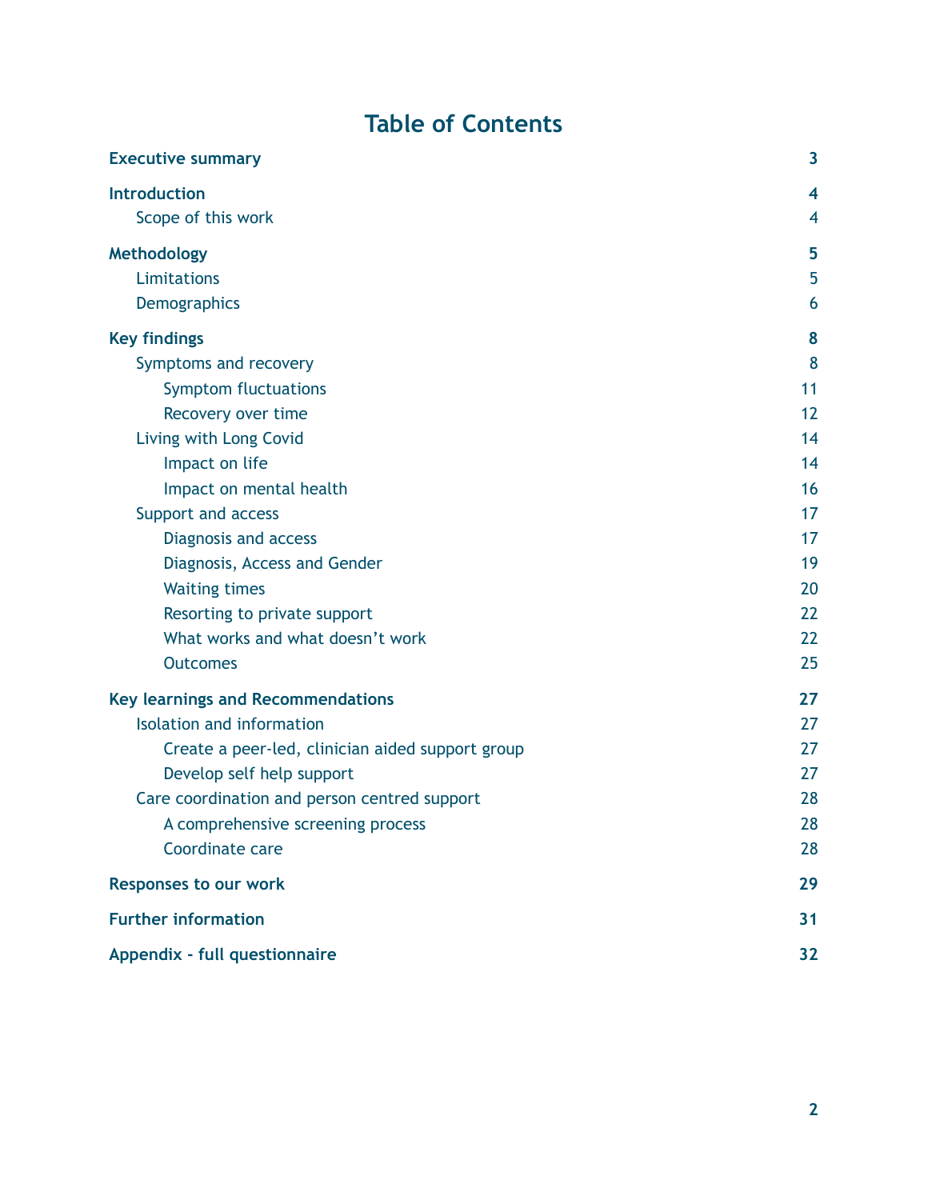# Table of Contents

| | |
|---|---|
| **Executive summary** | **3** |
| **Introduction** | **4** |
| Scope of this work | 4 |
| **Methodology** | **5** |
| Limitations | 5 |
| Demographics | 6 |
| **Key findings** | **8** |
| Symptoms and recovery | 8 |
| Symptom fluctuations | 11 |
| Recovery over time | 12 |
| Living with Long Covid | 14 |
| Impact on life | 14 |
| Impact on mental health | 16 |
| Support and access | 17 |
| Diagnosis and access | 17 |
| Diagnosis, Access and Gender | 19 |
| Waiting times | 20 |
| Resorting to private support | 22 |
| What works and what doesn't work | 22 |
| Outcomes | 25 |
| **Key learnings and Recommendations** | **27** |
| Isolation and information | 27 |
| Create a peer-led, clinician aided support group | 27 |
| Develop self help support | 27 |
| Care coordination and person centred support | 28 |
| A comprehensive screening process | 28 |
| Coordinate care | 28 |
| **Responses to our work** | **29** |
| **Further information** | **31** |
| **Appendix - full questionnaire** | **32** |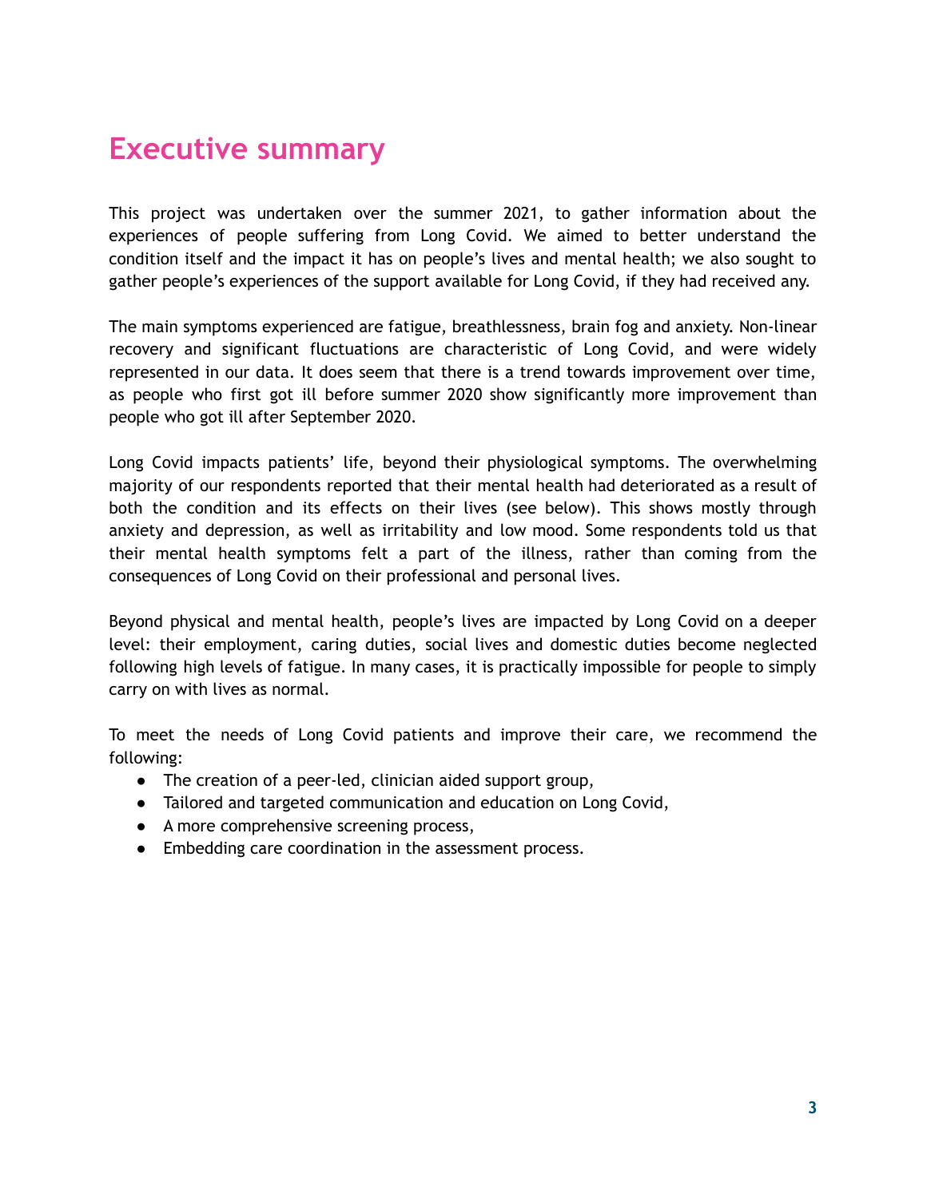# Executive summary

This project was undertaken over the summer 2021, to gather information about the experiences of people suffering from Long Covid. We aimed to better understand the condition itself and the impact it has on people's lives and mental health; we also sought to gather people's experiences of the support available for Long Covid, if they had received any.

The main symptoms experienced are fatigue, breathlessness, brain fog and anxiety. Non-linear recovery and significant fluctuations are characteristic of Long Covid, and were widely represented in our data. It does seem that there is a trend towards improvement over time, as people who first got ill before summer 2020 show significantly more improvement than people who got ill after September 2020.

Long Covid impacts patients' life, beyond their physiological symptoms. The overwhelming majority of our respondents reported that their mental health had deteriorated as a result of both the condition and its effects on their lives (see below). This shows mostly through anxiety and depression, as well as irritability and low mood. Some respondents told us that their mental health symptoms felt a part of the illness, rather than coming from the consequences of Long Covid on their professional and personal lives.

Beyond physical and mental health, people's lives are impacted by Long Covid on a deeper level: their employment, caring duties, social lives and domestic duties become neglected following high levels of fatigue. In many cases, it is practically impossible for people to simply carry on with lives as normal.

To meet the needs of Long Covid patients and improve their care, we recommend the following:

- The creation of a peer-led, clinician aided support group,
- Tailored and targeted communication and education on Long Covid,
- A more comprehensive screening process,
- Embedding care coordination in the assessment process.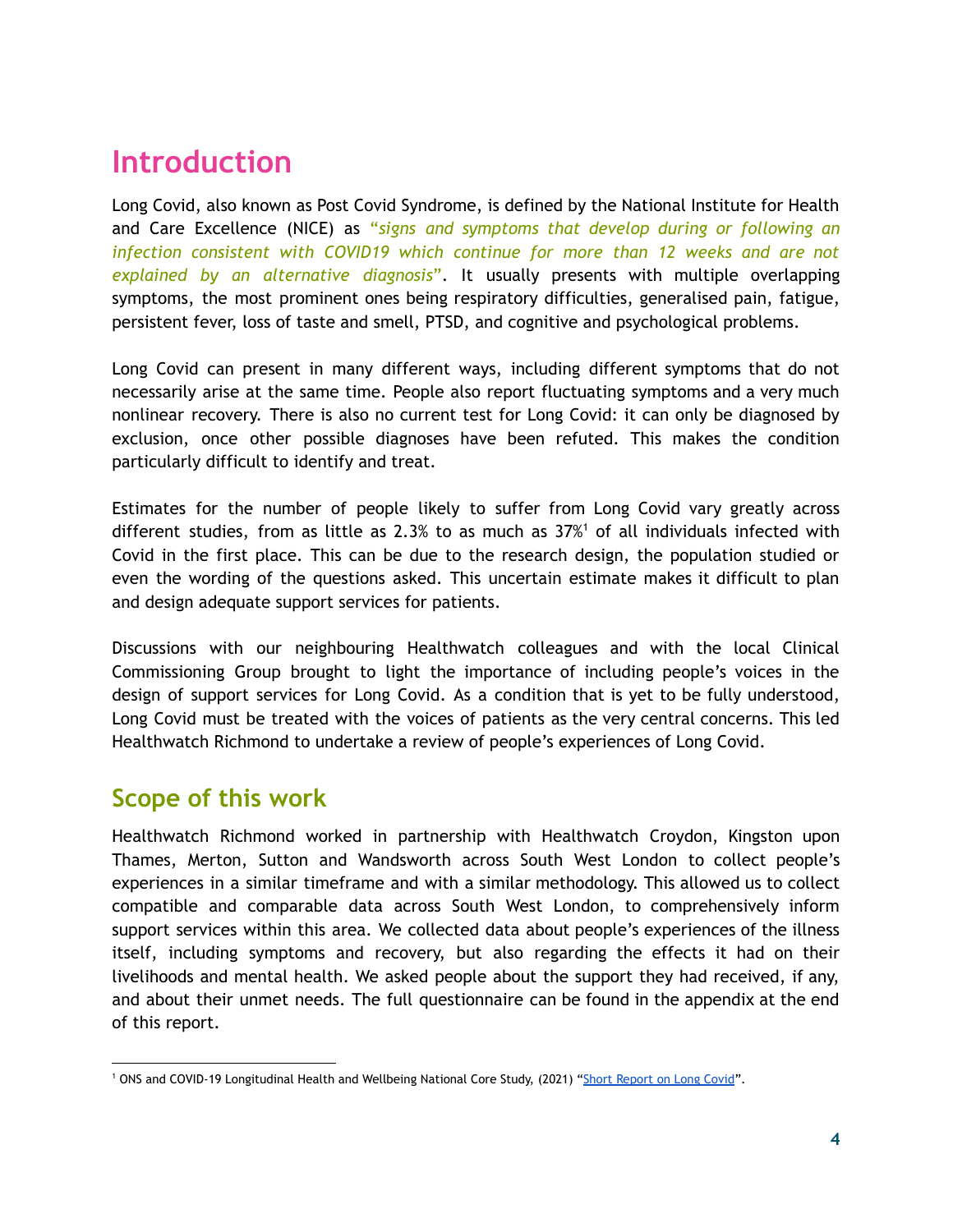# Introduction

Long Covid, also known as Post Covid Syndrome, is defined by the National Institute for Health and Care Excellence (NICE) as *"signs and symptoms that develop during or following an infection consistent with COVID19 which continue for more than 12 weeks and are not explained by an alternative diagnosis"*. It usually presents with multiple overlapping symptoms, the most prominent ones being respiratory difficulties, generalised pain, fatigue, persistent fever, loss of taste and smell, PTSD, and cognitive and psychological problems.

Long Covid can present in many different ways, including different symptoms that do not necessarily arise at the same time. People also report fluctuating symptoms and a very much nonlinear recovery. There is also no current test for Long Covid: it can only be diagnosed by exclusion, once other possible diagnoses have been refuted. This makes the condition particularly difficult to identify and treat.

Estimates for the number of people likely to suffer from Long Covid vary greatly across different studies, from as little as 2.3% to as much as 37%[1] of all individuals infected with Covid in the first place. This can be due to the research design, the population studied or even the wording of the questions asked. This uncertain estimate makes it difficult to plan and design adequate support services for patients.

Discussions with our neighbouring Healthwatch colleagues and with the local Clinical Commissioning Group brought to light the importance of including people's voices in the design of support services for Long Covid. As a condition that is yet to be fully understood, Long Covid must be treated with the voices of patients as the very central concerns. This led Healthwatch Richmond to undertake a review of people's experiences of Long Covid.

## Scope of this work

Healthwatch Richmond worked in partnership with Healthwatch Croydon, Kingston upon Thames, Merton, Sutton and Wandsworth across South West London to collect people's experiences in a similar timeframe and with a similar methodology. This allowed us to collect compatible and comparable data across South West London, to comprehensively inform support services within this area. We collected data about people's experiences of the illness itself, including symptoms and recovery, but also regarding the effects it had on their livelihoods and mental health. We asked people about the support they had received, if any, and about their unmet needs. The full questionnaire can be found in the appendix at the end of this report.

---

[1] ONS and COVID-19 Longitudinal Health and Wellbeing National Core Study, (2021) "Short Report on Long Covid".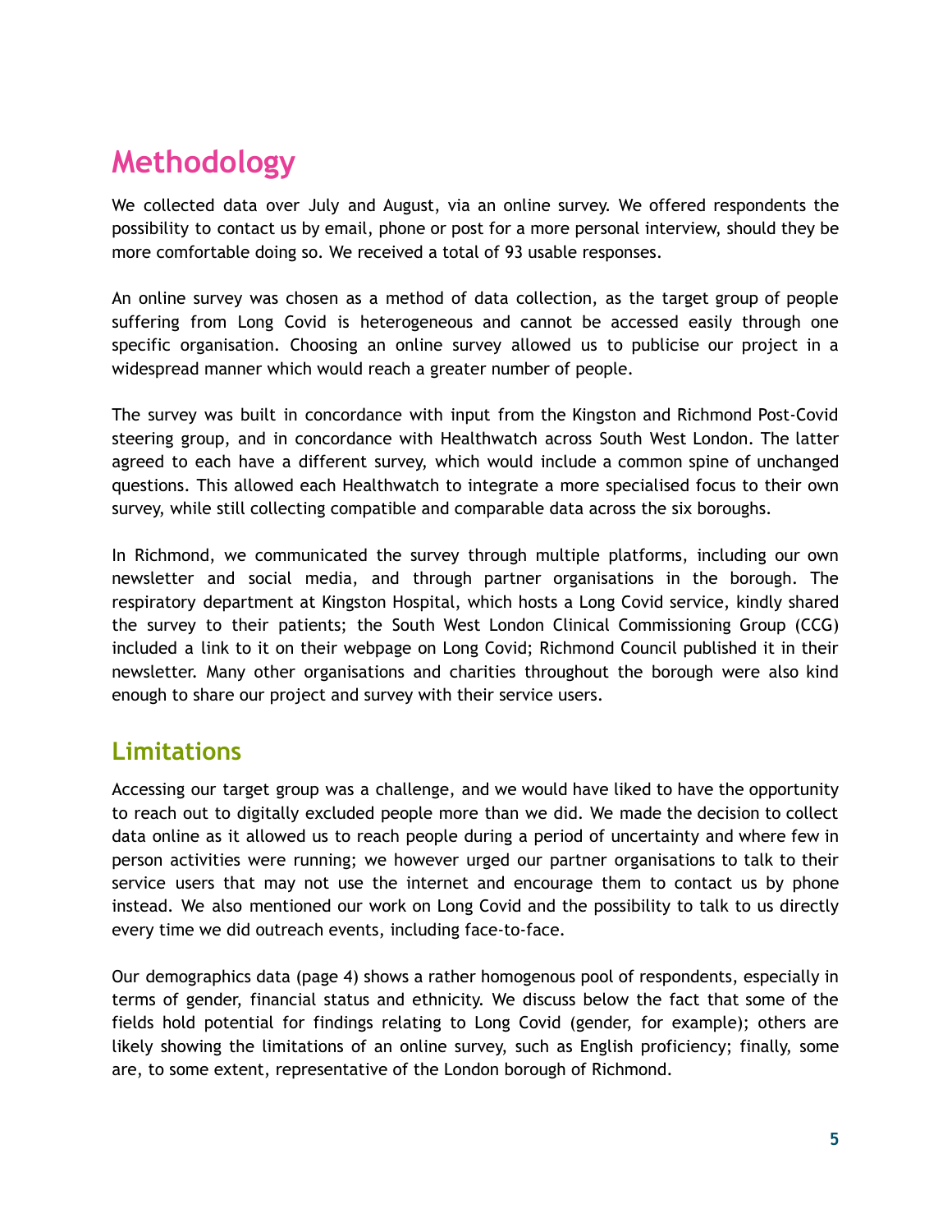# Methodology

We collected data over July and August, via an online survey. We offered respondents the possibility to contact us by email, phone or post for a more personal interview, should they be more comfortable doing so. We received a total of 93 usable responses.

An online survey was chosen as a method of data collection, as the target group of people suffering from Long Covid is heterogeneous and cannot be accessed easily through one specific organisation. Choosing an online survey allowed us to publicise our project in a widespread manner which would reach a greater number of people.

The survey was built in concordance with input from the Kingston and Richmond Post-Covid steering group, and in concordance with Healthwatch across South West London. The latter agreed to each have a different survey, which would include a common spine of unchanged questions. This allowed each Healthwatch to integrate a more specialised focus to their own survey, while still collecting compatible and comparable data across the six boroughs.

In Richmond, we communicated the survey through multiple platforms, including our own newsletter and social media, and through partner organisations in the borough. The respiratory department at Kingston Hospital, which hosts a Long Covid service, kindly shared the survey to their patients; the South West London Clinical Commissioning Group (CCG) included a link to it on their webpage on Long Covid; Richmond Council published it in their newsletter. Many other organisations and charities throughout the borough were also kind enough to share our project and survey with their service users.

## Limitations

Accessing our target group was a challenge, and we would have liked to have the opportunity to reach out to digitally excluded people more than we did. We made the decision to collect data online as it allowed us to reach people during a period of uncertainty and where few in person activities were running; we however urged our partner organisations to talk to their service users that may not use the internet and encourage them to contact us by phone instead. We also mentioned our work on Long Covid and the possibility to talk to us directly every time we did outreach events, including face-to-face.

Our demographics data (page 4) shows a rather homogenous pool of respondents, especially in terms of gender, financial status and ethnicity. We discuss below the fact that some of the fields hold potential for findings relating to Long Covid (gender, for example); others are likely showing the limitations of an online survey, such as English proficiency; finally, some are, to some extent, representative of the London borough of Richmond.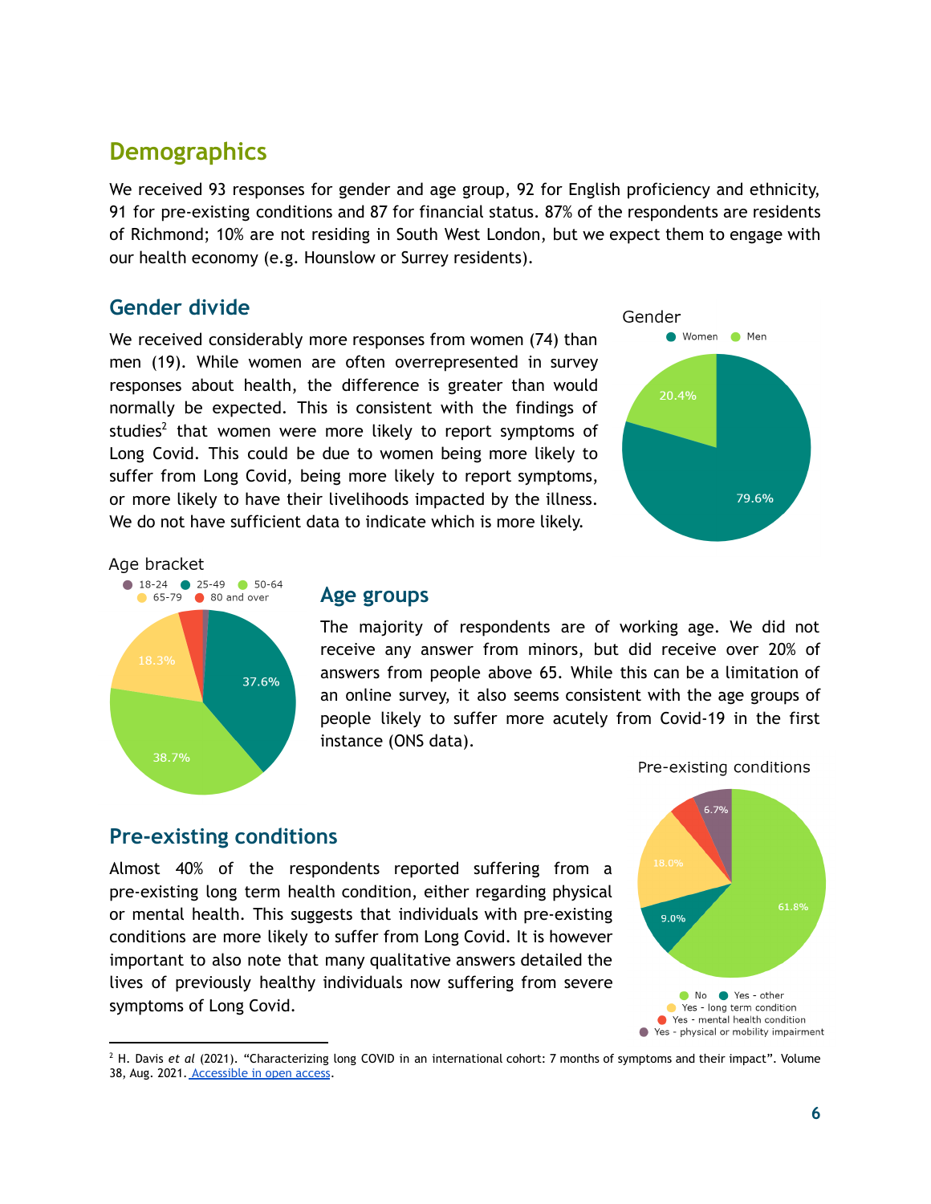## Demographics

We received 93 responses for gender and age group, 92 for English proficiency and ethnicity, 91 for pre-existing conditions and 87 for financial status. 87% of the respondents are residents of Richmond; 10% are not residing in South West London, but we expect them to engage with our health economy (e.g. Hounslow or Surrey residents).

### Gender divide

We received considerably more responses from women (74) than men (19). While women are often overrepresented in survey responses about health, the difference is greater than would normally be expected. This is consistent with the findings of studies[2] that women were more likely to report symptoms of Long Covid. This could be due to women being more likely to suffer from Long Covid, being more likely to report symptoms, or more likely to have their livelihoods impacted by the illness. We do not have sufficient data to indicate which is more likely.

Gender

- Women: 79.6%
- Men: 20.4%

Age bracket

- 18-24
- 25-49: 37.6%
- 50-64: 38.7%
- 65-79: 18.3%
- 80 and over

### Age groups

The majority of respondents are of working age. We did not receive any answer from minors, but did receive over 20% of answers from people above 65. While this can be a limitation of an online survey, it also seems consistent with the age groups of people likely to suffer more acutely from Covid-19 in the first instance (ONS data).

### Pre-existing conditions

Almost 40% of the respondents reported suffering from a pre-existing long term health condition, either regarding physical or mental health. This suggests that individuals with pre-existing conditions are more likely to suffer from Long Covid. It is however important to also note that many qualitative answers detailed the lives of previously healthy individuals now suffering from severe symptoms of Long Covid.

Pre-existing conditions

- No: 61.8%
- Yes - other: 9.0%
- Yes - long term condition: 18.0%
- Yes - mental health condition
- Yes - physical or mobility impairment: 6.7%

---

[2] H. Davis *et al* (2021). "Characterizing long COVID in an international cohort: 7 months of symptoms and their impact". Volume 38, Aug. 2021. Accessible in open access.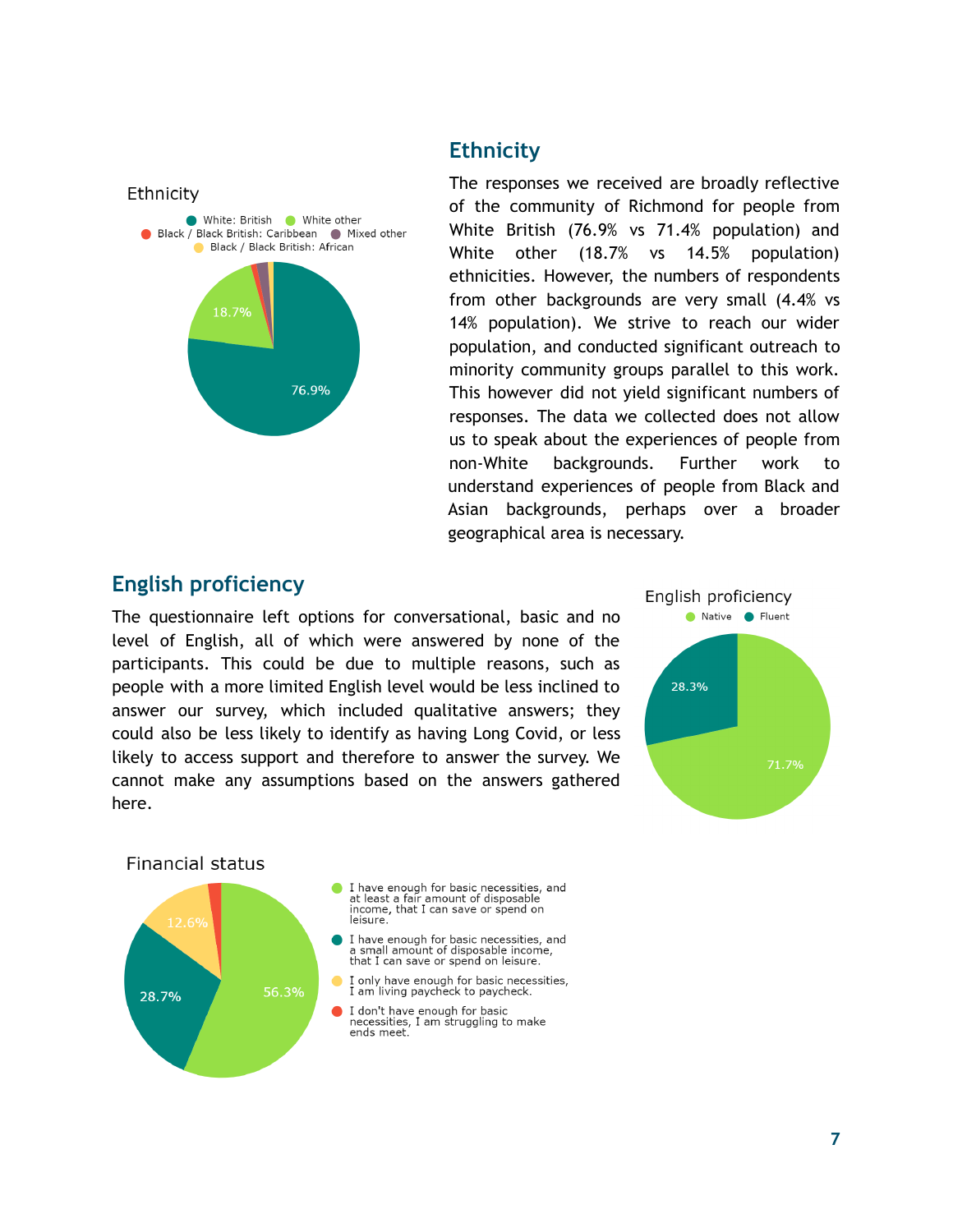## Ethnicity

Ethnicity

- White: British
- White other
- Black / Black British: Caribbean
- Mixed other
- Black / Black British: African

18.7%

76.9%

The responses we received are broadly reflective of the community of Richmond for people from White British (76.9% vs 71.4% population) and White other (18.7% vs 14.5% population) ethnicities. However, the numbers of respondents from other backgrounds are very small (4.4% vs 14% population). We strive to reach our wider population, and conducted significant outreach to minority community groups parallel to this work. This however did not yield significant numbers of responses. The data we collected does not allow us to speak about the experiences of people from non-White backgrounds. Further work to understand experiences of people from Black and Asian backgrounds, perhaps over a broader geographical area is necessary.

## English proficiency

The questionnaire left options for conversational, basic and no level of English, all of which were answered by none of the participants. This could be due to multiple reasons, such as people with a more limited English level would be less inclined to answer our survey, which included qualitative answers; they could also be less likely to identify as having Long Covid, or less likely to access support and therefore to answer the survey. We cannot make any assumptions based on the answers gathered here.

English proficiency

- Native
- Fluent

28.3%

71.7%

Financial status

- I have enough for basic necessities, and at least a fair amount of disposable income, that I can save or spend on leisure.
- I have enough for basic necessities, and a small amount of disposable income, that I can save or spend on leisure.
- I only have enough for basic necessities, I am living paycheck to paycheck.
- I don't have enough for basic necessities, I am struggling to make ends meet.

12.6%

28.7%

56.3%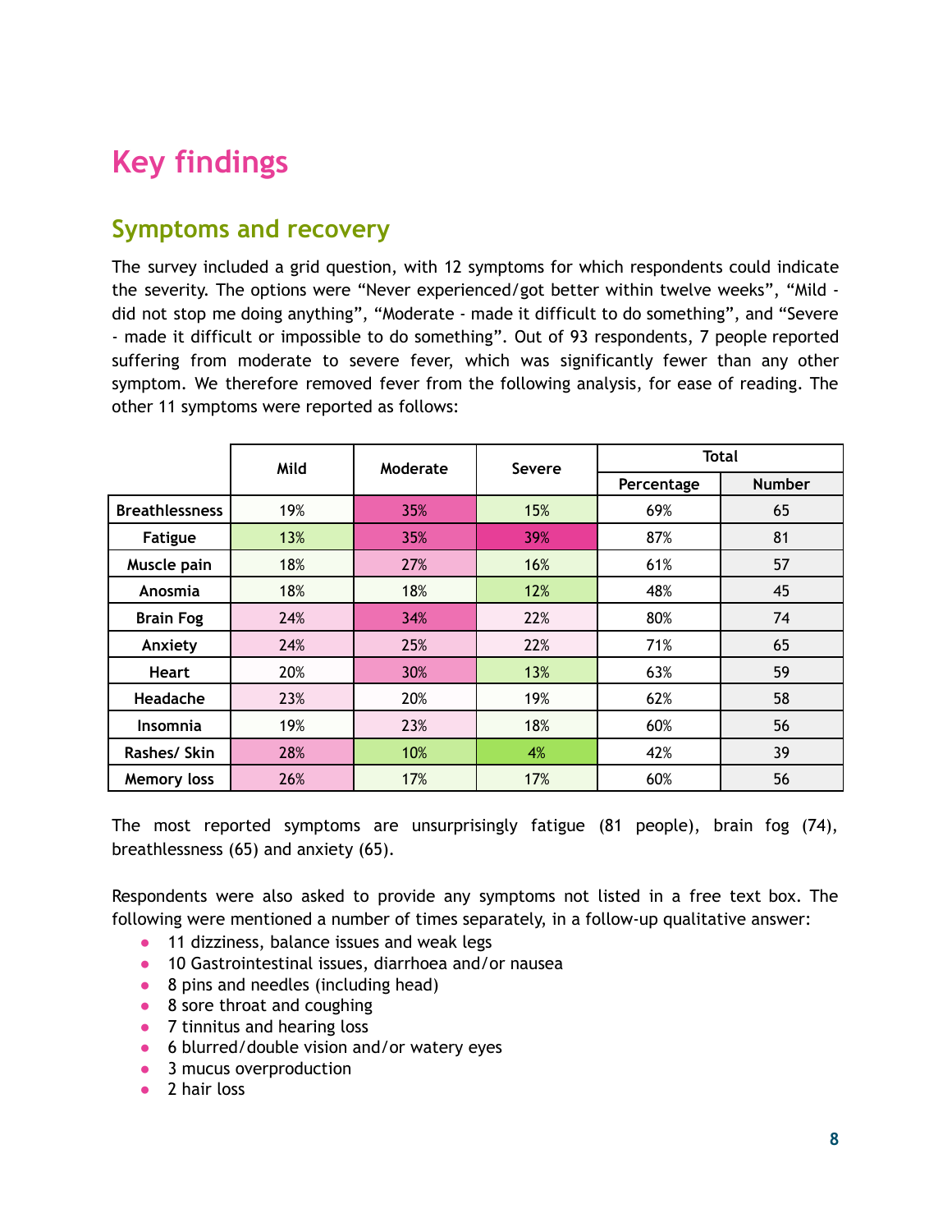# Key findings

## Symptoms and recovery

The survey included a grid question, with 12 symptoms for which respondents could indicate the severity. The options were "Never experienced/got better within twelve weeks", "Mild - did not stop me doing anything", "Moderate - made it difficult to do something", and "Severe - made it difficult or impossible to do something". Out of 93 respondents, 7 people reported suffering from moderate to severe fever, which was significantly fewer than any other symptom. We therefore removed fever from the following analysis, for ease of reading. The other 11 symptoms were reported as follows:

| | Mild | Moderate | Severe | Total | |
|---|---|---|---|---|---|
| | | | | Percentage | Number |
| **Breathlessness** | 19% | 35% | 15% | 69% | 65 |
| **Fatigue** | 13% | 35% | 39% | 87% | 81 |
| **Muscle pain** | 18% | 27% | 16% | 61% | 57 |
| **Anosmia** | 18% | 18% | 12% | 48% | 45 |
| **Brain Fog** | 24% | 34% | 22% | 80% | 74 |
| **Anxiety** | 24% | 25% | 22% | 71% | 65 |
| **Heart** | 20% | 30% | 13% | 63% | 59 |
| **Headache** | 23% | 20% | 19% | 62% | 58 |
| **Insomnia** | 19% | 23% | 18% | 60% | 56 |
| **Rashes/ Skin** | 28% | 10% | 4% | 42% | 39 |
| **Memory loss** | 26% | 17% | 17% | 60% | 56 |

The most reported symptoms are unsurprisingly fatigue (81 people), brain fog (74), breathlessness (65) and anxiety (65).

Respondents were also asked to provide any symptoms not listed in a free text box. The following were mentioned a number of times separately, in a follow-up qualitative answer:

- 11 dizziness, balance issues and weak legs
- 10 Gastrointestinal issues, diarrhoea and/or nausea
- 8 pins and needles (including head)
- 8 sore throat and coughing
- 7 tinnitus and hearing loss
- 6 blurred/double vision and/or watery eyes
- 3 mucus overproduction
- 2 hair loss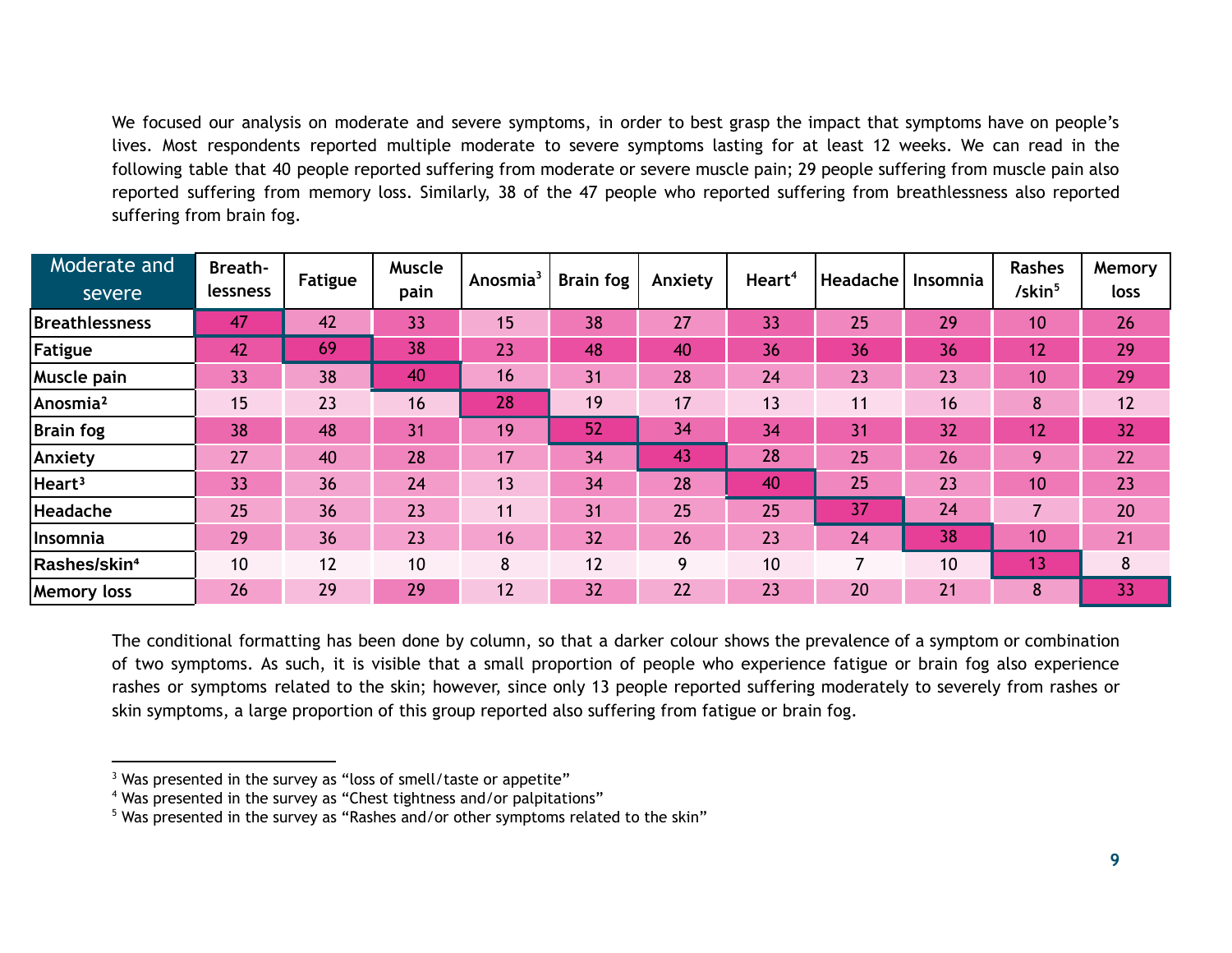We focused our analysis on moderate and severe symptoms, in order to best grasp the impact that symptoms have on people's lives. Most respondents reported multiple moderate to severe symptoms lasting for at least 12 weeks. We can read in the following table that 40 people reported suffering from moderate or severe muscle pain; 29 people suffering from muscle pain also reported suffering from memory loss. Similarly, 38 of the 47 people who reported suffering from breathlessness also reported suffering from brain fog.

| Moderate and severe | Breath-lessness | Fatigue | Muscle pain | Anosmia[3] | Brain fog | Anxiety | Heart[4] | Headache | Insomnia | Rashes /skin[5] | Memory loss |
|---|---|---|---|---|---|---|---|---|---|---|---|
| Breathlessness | 47 | 42 | 33 | 15 | 38 | 27 | 33 | 25 | 29 | 10 | 26 |
| Fatigue | 42 | 69 | 38 | 23 | 48 | 40 | 36 | 36 | 36 | 12 | 29 |
| Muscle pain | 33 | 38 | 40 | 16 | 31 | 28 | 24 | 23 | 23 | 10 | 29 |
| Anosmia[2] | 15 | 23 | 16 | 28 | 19 | 17 | 13 | 11 | 16 | 8 | 12 |
| Brain fog | 38 | 48 | 31 | 19 | 52 | 34 | 34 | 31 | 32 | 12 | 32 |
| Anxiety | 27 | 40 | 28 | 17 | 34 | 43 | 28 | 25 | 26 | 9 | 22 |
| Heart[3] | 33 | 36 | 24 | 13 | 34 | 28 | 40 | 25 | 23 | 10 | 23 |
| Headache | 25 | 36 | 23 | 11 | 31 | 25 | 25 | 37 | 24 | 7 | 20 |
| Insomnia | 29 | 36 | 23 | 16 | 32 | 26 | 23 | 24 | 38 | 10 | 21 |
| Rashes/skin[4] | 10 | 12 | 10 | 8 | 12 | 9 | 10 | 7 | 10 | 13 | 8 |
| Memory loss | 26 | 29 | 29 | 12 | 32 | 22 | 23 | 20 | 21 | 8 | 33 |

The conditional formatting has been done by column, so that a darker colour shows the prevalence of a symptom or combination of two symptoms. As such, it is visible that a small proportion of people who experience fatigue or brain fog also experience rashes or symptoms related to the skin; however, since only 13 people reported suffering moderately to severely from rashes or skin symptoms, a large proportion of this group reported also suffering from fatigue or brain fog.

[3] Was presented in the survey as "loss of smell/taste or appetite"

[4] Was presented in the survey as "Chest tightness and/or palpitations"

[5] Was presented in the survey as "Rashes and/or other symptoms related to the skin"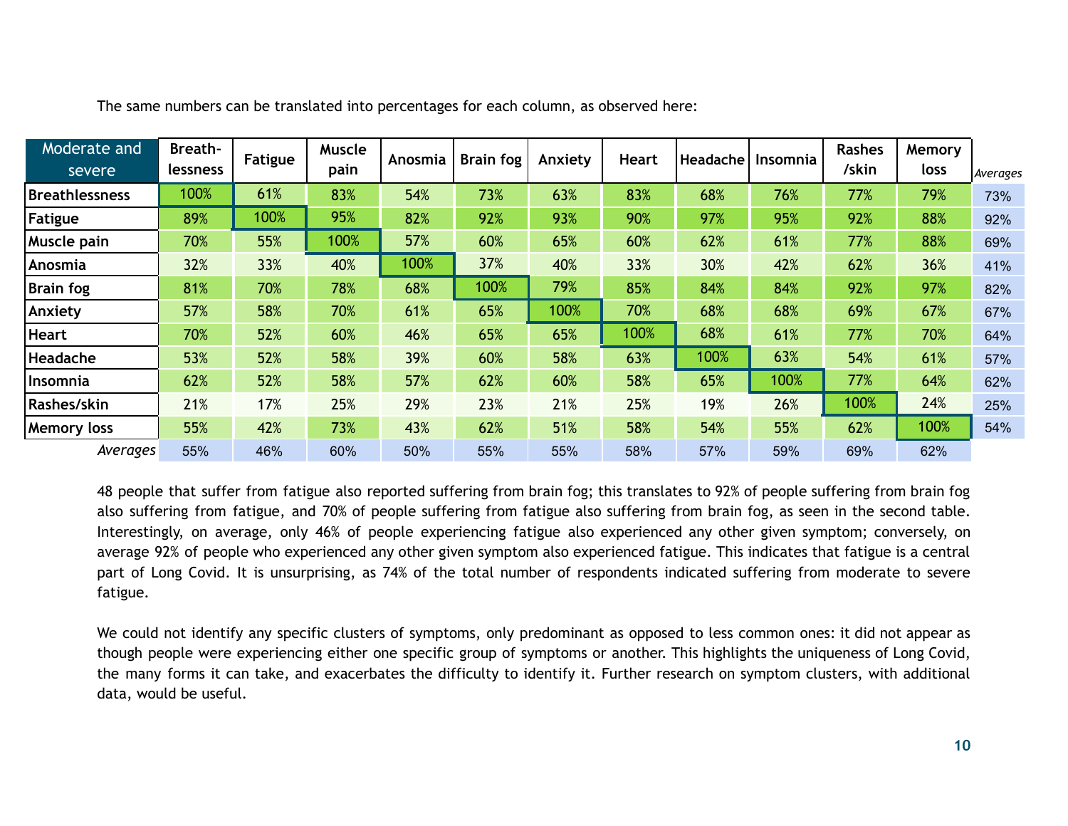The same numbers can be translated into percentages for each column, as observed here:

| Moderate and severe | Breath-lessness | Fatigue | Muscle pain | Anosmia | Brain fog | Anxiety | Heart | Headache | Insomnia | Rashes /skin | Memory loss | *Averages* |
|---|---|---|---|---|---|---|---|---|---|---|---|---|
| **Breathlessness** | 100% | 61% | 83% | 54% | 73% | 63% | 83% | 68% | 76% | 77% | 79% | 73% |
| **Fatigue** | 89% | 100% | 95% | 82% | 92% | 93% | 90% | 97% | 95% | 92% | 88% | 92% |
| **Muscle pain** | 70% | 55% | 100% | 57% | 60% | 65% | 60% | 62% | 61% | 77% | 88% | 69% |
| **Anosmia** | 32% | 33% | 40% | 100% | 37% | 40% | 33% | 30% | 42% | 62% | 36% | 41% |
| **Brain fog** | 81% | 70% | 78% | 68% | 100% | 79% | 85% | 84% | 84% | 92% | 97% | 82% |
| **Anxiety** | 57% | 58% | 70% | 61% | 65% | 100% | 70% | 68% | 68% | 69% | 67% | 67% |
| **Heart** | 70% | 52% | 60% | 46% | 65% | 65% | 100% | 68% | 61% | 77% | 70% | 64% |
| **Headache** | 53% | 52% | 58% | 39% | 60% | 58% | 63% | 100% | 63% | 54% | 61% | 57% |
| **Insomnia** | 62% | 52% | 58% | 57% | 62% | 60% | 58% | 65% | 100% | 77% | 64% | 62% |
| **Rashes/skin** | 21% | 17% | 25% | 29% | 23% | 21% | 25% | 19% | 26% | 100% | 24% | 25% |
| **Memory loss** | 55% | 42% | 73% | 43% | 62% | 51% | 58% | 54% | 55% | 62% | 100% | 54% |
| *Averages* | 55% | 46% | 60% | 50% | 55% | 55% | 58% | 57% | 59% | 69% | 62% | |

48 people that suffer from fatigue also reported suffering from brain fog; this translates to 92% of people suffering from brain fog also suffering from fatigue, and 70% of people suffering from fatigue also suffering from brain fog, as seen in the second table. Interestingly, on average, only 46% of people experiencing fatigue also experienced any other given symptom; conversely, on average 92% of people who experienced any other given symptom also experienced fatigue. This indicates that fatigue is a central part of Long Covid. It is unsurprising, as 74% of the total number of respondents indicated suffering from moderate to severe fatigue.

We could not identify any specific clusters of symptoms, only predominant as opposed to less common ones: it did not appear as though people were experiencing either one specific group of symptoms or another. This highlights the uniqueness of Long Covid, the many forms it can take, and exacerbates the difficulty to identify it. Further research on symptom clusters, with additional data, would be useful.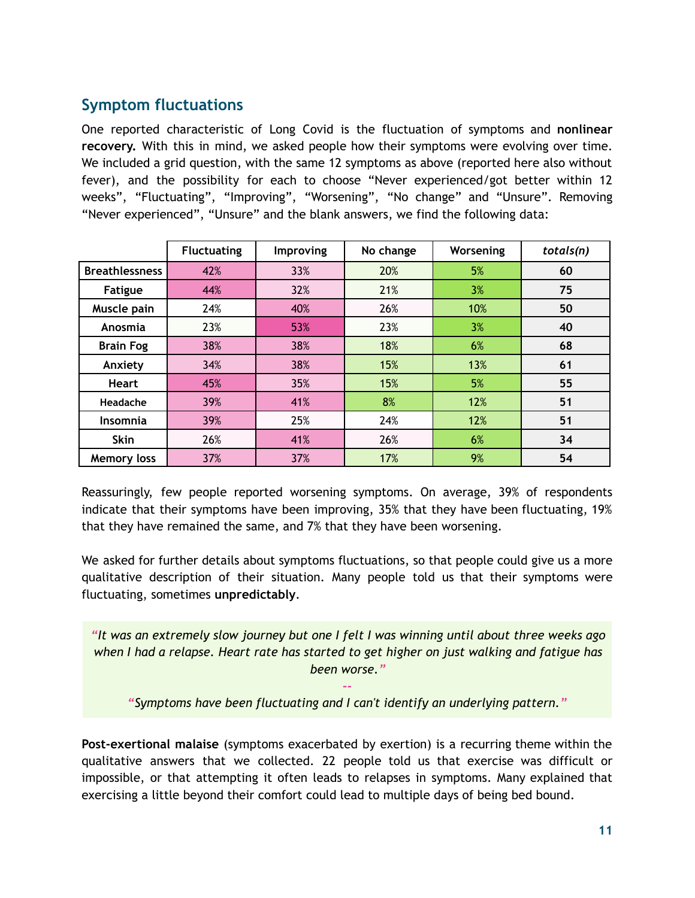## Symptom fluctuations

One reported characteristic of Long Covid is the fluctuation of symptoms and **nonlinear recovery.** With this in mind, we asked people how their symptoms were evolving over time. We included a grid question, with the same 12 symptoms as above (reported here also without fever), and the possibility for each to choose “Never experienced/got better within 12 weeks”, “Fluctuating”, “Improving”, “Worsening”, “No change” and “Unsure”. Removing “Never experienced”, “Unsure” and the blank answers, we find the following data:

| | Fluctuating | Improving | No change | Worsening | *totals(n)* |
|---|---|---|---|---|---|
| **Breathlessness** | 42% | 33% | 20% | 5% | **60** |
| **Fatigue** | 44% | 32% | 21% | 3% | **75** |
| **Muscle pain** | 24% | 40% | 26% | 10% | **50** |
| **Anosmia** | 23% | 53% | 23% | 3% | **40** |
| **Brain Fog** | 38% | 38% | 18% | 6% | **68** |
| **Anxiety** | 34% | 38% | 15% | 13% | **61** |
| **Heart** | 45% | 35% | 15% | 5% | **55** |
| **Headache** | 39% | 41% | 8% | 12% | **51** |
| **Insomnia** | 39% | 25% | 24% | 12% | **51** |
| **Skin** | 26% | 41% | 26% | 6% | **34** |
| **Memory loss** | 37% | 37% | 17% | 9% | **54** |

Reassuringly, few people reported worsening symptoms. On average, 39% of respondents indicate that their symptoms have been improving, 35% that they have been fluctuating, 19% that they have remained the same, and 7% that they have been worsening.

We asked for further details about symptoms fluctuations, so that people could give us a more qualitative description of their situation. Many people told us that their symptoms were fluctuating, sometimes **unpredictably**.

> *“It was an extremely slow journey but one I felt I was winning until about three weeks ago when I had a relapse. Heart rate has started to get higher on just walking and fatigue has been worse.”*
>
> --
>
> *“Symptoms have been fluctuating and I can't identify an underlying pattern.”*

**Post-exertional malaise** (symptoms exacerbated by exertion) is a recurring theme within the qualitative answers that we collected. 22 people told us that exercise was difficult or impossible, or that attempting it often leads to relapses in symptoms. Many explained that exercising a little beyond their comfort could lead to multiple days of being bed bound.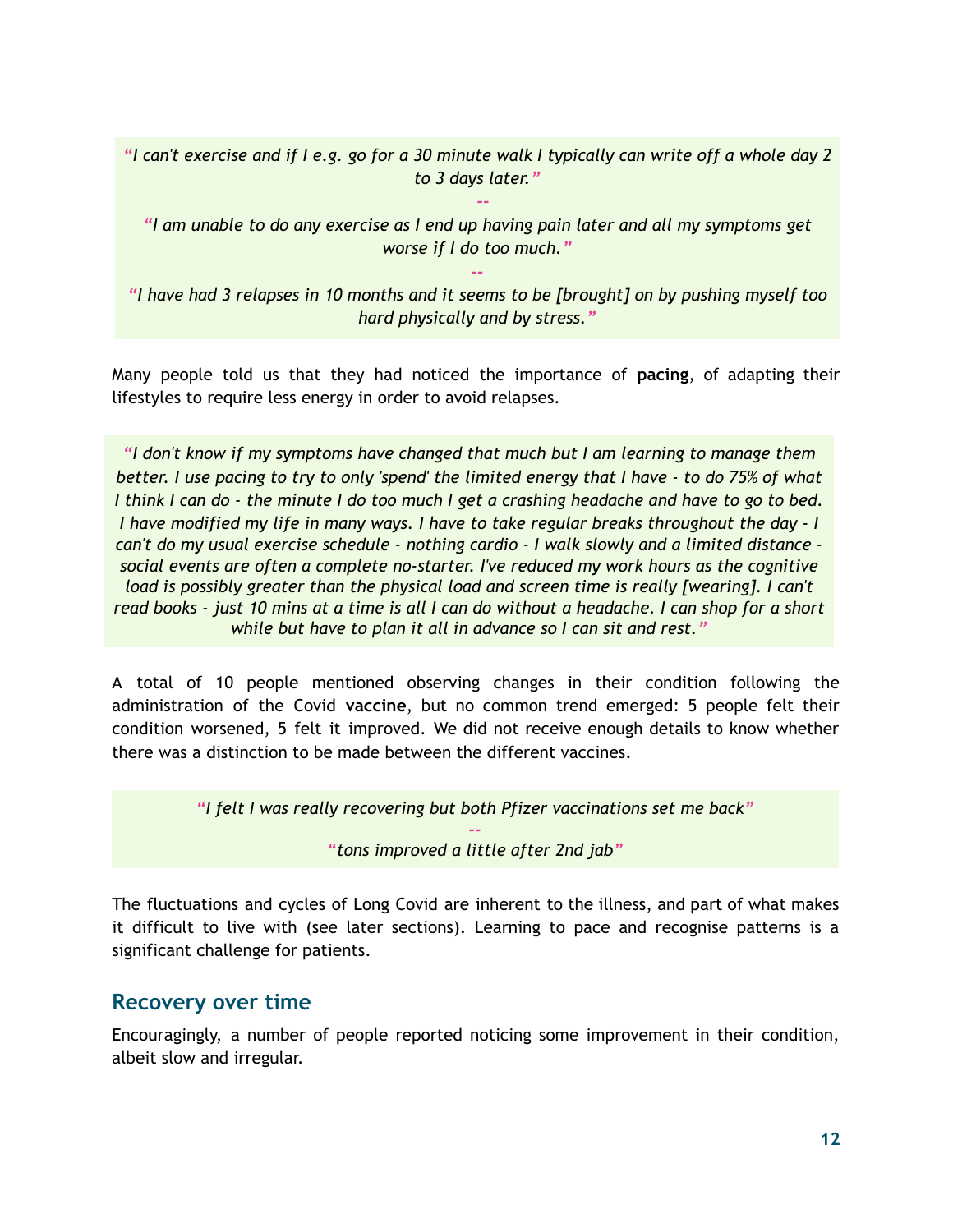*"I can't exercise and if I e.g. go for a 30 minute walk I typically can write off a whole day 2 to 3 days later."*

--

*"I am unable to do any exercise as I end up having pain later and all my symptoms get worse if I do too much."*

--

*"I have had 3 relapses in 10 months and it seems to be [brought] on by pushing myself too hard physically and by stress."*

Many people told us that they had noticed the importance of **pacing**, of adapting their lifestyles to require less energy in order to avoid relapses.

*"I don't know if my symptoms have changed that much but I am learning to manage them better. I use pacing to try to only 'spend' the limited energy that I have - to do 75% of what I think I can do - the minute I do too much I get a crashing headache and have to go to bed. I have modified my life in many ways. I have to take regular breaks throughout the day - I can't do my usual exercise schedule - nothing cardio - I walk slowly and a limited distance - social events are often a complete no-starter. I've reduced my work hours as the cognitive load is possibly greater than the physical load and screen time is really [wearing]. I can't read books - just 10 mins at a time is all I can do without a headache. I can shop for a short while but have to plan it all in advance so I can sit and rest."*

A total of 10 people mentioned observing changes in their condition following the administration of the Covid **vaccine**, but no common trend emerged: 5 people felt their condition worsened, 5 felt it improved. We did not receive enough details to know whether there was a distinction to be made between the different vaccines.

*"I felt I was really recovering but both Pfizer vaccinations set me back"*

--

*"tons improved a little after 2nd jab"*

The fluctuations and cycles of Long Covid are inherent to the illness, and part of what makes it difficult to live with (see later sections). Learning to pace and recognise patterns is a significant challenge for patients.

## Recovery over time

Encouragingly, a number of people reported noticing some improvement in their condition, albeit slow and irregular.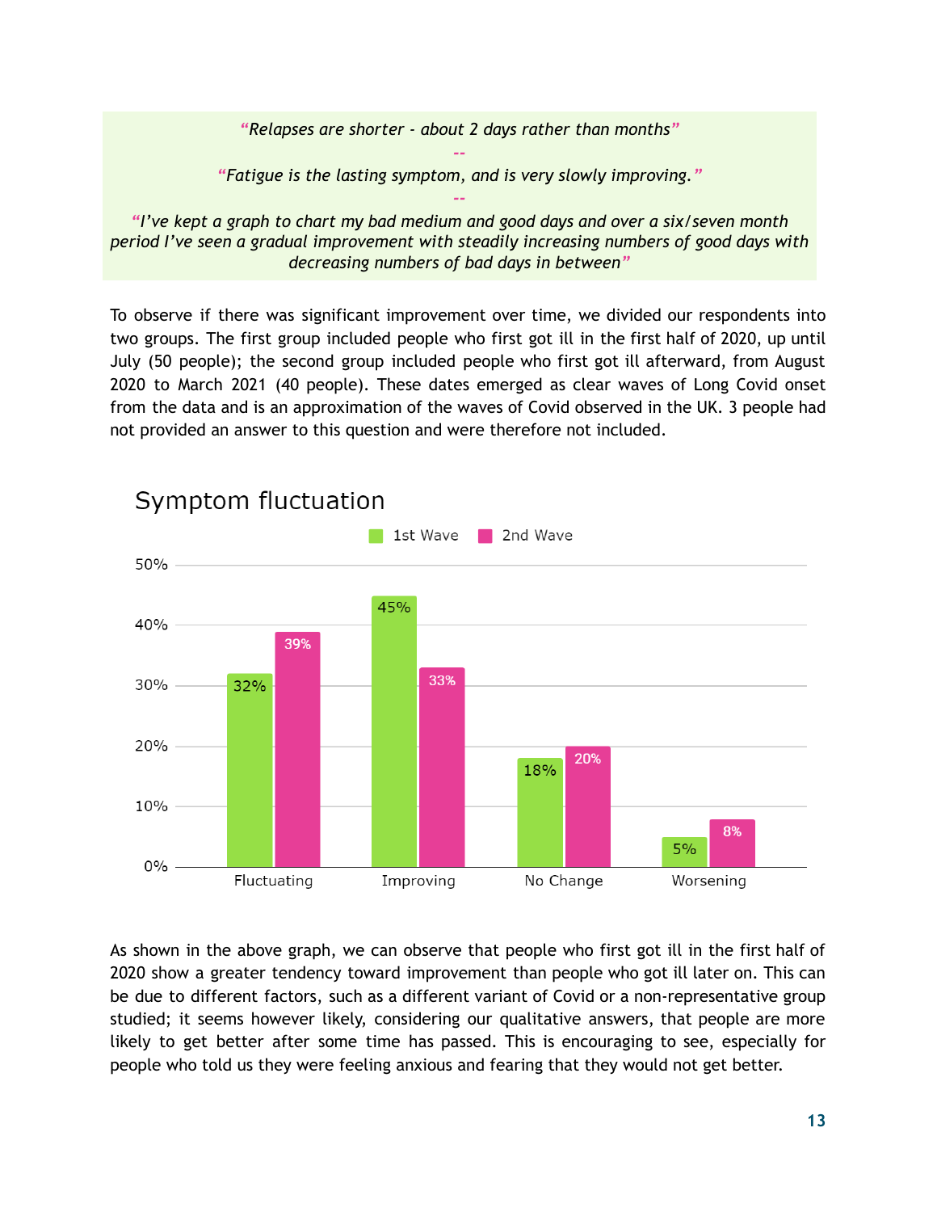*"Relapses are shorter - about 2 days rather than months"*

--

*"Fatigue is the lasting symptom, and is very slowly improving."*

--

*"I've kept a graph to chart my bad medium and good days and over a six/seven month period I've seen a gradual improvement with steadily increasing numbers of good days with decreasing numbers of bad days in between"*

To observe if there was significant improvement over time, we divided our respondents into two groups. The first group included people who first got ill in the first half of 2020, up until July (50 people); the second group included people who first got ill afterward, from August 2020 to March 2021 (40 people). These dates emerged as clear waves of Long Covid onset from the data and is an approximation of the waves of Covid observed in the UK. 3 people had not provided an answer to this question and were therefore not included.

**Symptom fluctuation**

| | 1st Wave | 2nd Wave |
|---|---|---|
| Fluctuating | 32% | 39% |
| Improving | 45% | 33% |
| No Change | 18% | 20% |
| Worsening | 5% | 8% |

As shown in the above graph, we can observe that people who first got ill in the first half of 2020 show a greater tendency toward improvement than people who got ill later on. This can be due to different factors, such as a different variant of Covid or a non-representative group studied; it seems however likely, considering our qualitative answers, that people are more likely to get better after some time has passed. This is encouraging to see, especially for people who told us they were feeling anxious and fearing that they would not get better.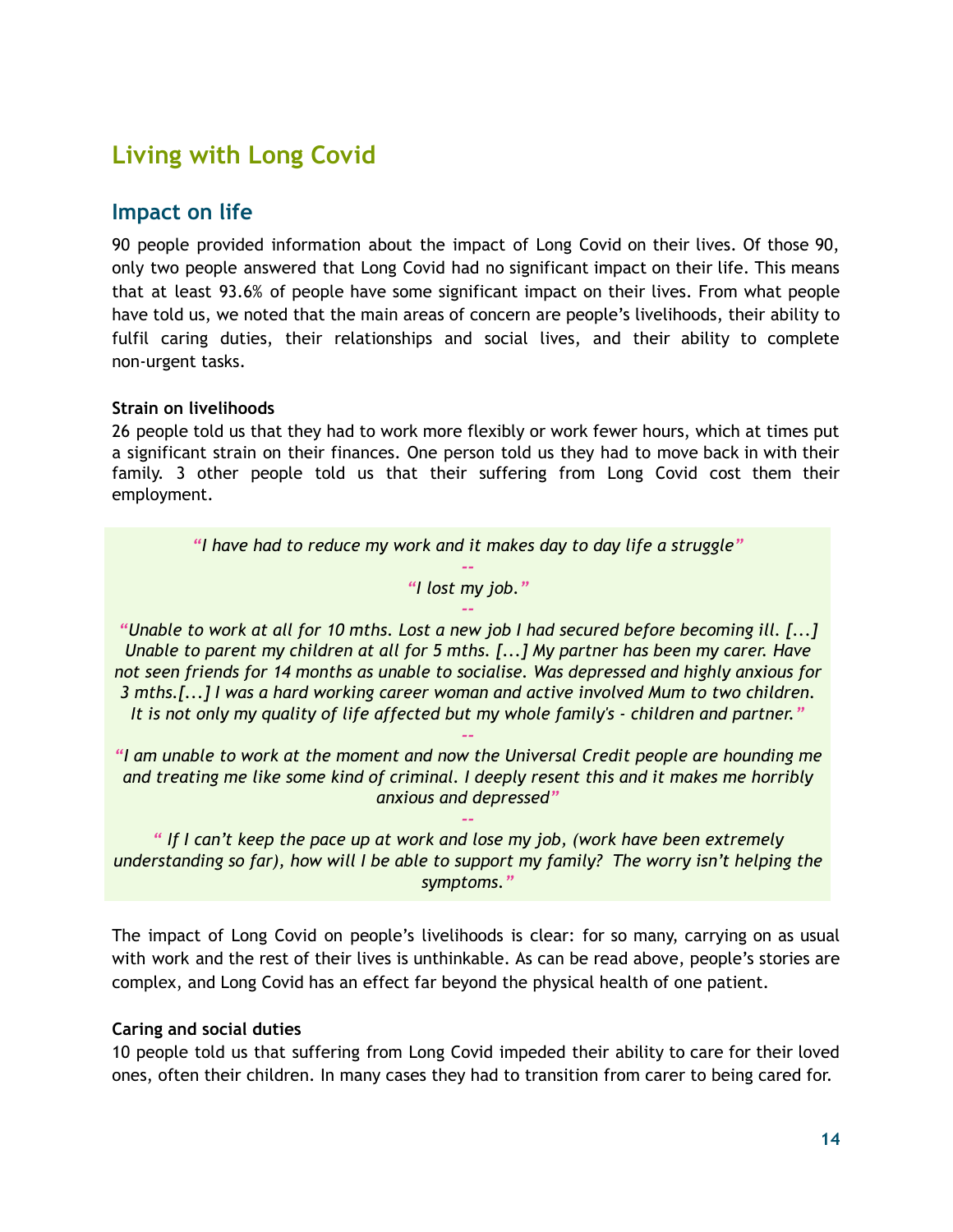# Living with Long Covid

## Impact on life

90 people provided information about the impact of Long Covid on their lives. Of those 90, only two people answered that Long Covid had no significant impact on their life. This means that at least 93.6% of people have some significant impact on their lives. From what people have told us, we noted that the main areas of concern are people's livelihoods, their ability to fulfil caring duties, their relationships and social lives, and their ability to complete non-urgent tasks.

**Strain on livelihoods**

26 people told us that they had to work more flexibly or work fewer hours, which at times put a significant strain on their finances. One person told us they had to move back in with their family. 3 other people told us that their suffering from Long Covid cost them their employment.

> *"I have had to reduce my work and it makes day to day life a struggle"*
>
> --
>
> *"I lost my job."*
>
> --
>
> *"Unable to work at all for 10 mths. Lost a new job I had secured before becoming ill. [...] Unable to parent my children at all for 5 mths. [...] My partner has been my carer. Have not seen friends for 14 months as unable to socialise. Was depressed and highly anxious for 3 mths.[...] I was a hard working career woman and active involved Mum to two children. It is not only my quality of life affected but my whole family's - children and partner."*
>
> --
>
> *"I am unable to work at the moment and now the Universal Credit people are hounding me and treating me like some kind of criminal. I deeply resent this and it makes me horribly anxious and depressed"*
>
> --
>
> *" If I can't keep the pace up at work and lose my job, (work have been extremely understanding so far), how will I be able to support my family? The worry isn't helping the symptoms."*

The impact of Long Covid on people's livelihoods is clear: for so many, carrying on as usual with work and the rest of their lives is unthinkable. As can be read above, people's stories are complex, and Long Covid has an effect far beyond the physical health of one patient.

**Caring and social duties**

10 people told us that suffering from Long Covid impeded their ability to care for their loved ones, often their children. In many cases they had to transition from carer to being cared for.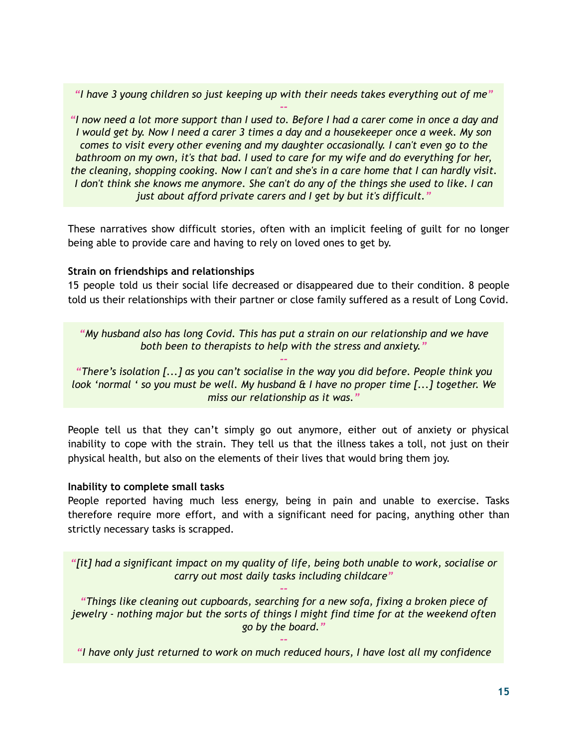*"I have 3 young children so just keeping up with their needs takes everything out of me"*

--

*"I now need a lot more support than I used to. Before I had a carer come in once a day and I would get by. Now I need a carer 3 times a day and a housekeeper once a week. My son comes to visit every other evening and my daughter occasionally. I can't even go to the bathroom on my own, it's that bad. I used to care for my wife and do everything for her, the cleaning, shopping cooking. Now I can't and she's in a care home that I can hardly visit. I don't think she knows me anymore. She can't do any of the things she used to like. I can just about afford private carers and I get by but it's difficult."*

These narratives show difficult stories, often with an implicit feeling of guilt for no longer being able to provide care and having to rely on loved ones to get by.

**Strain on friendships and relationships**

15 people told us their social life decreased or disappeared due to their condition. 8 people told us their relationships with their partner or close family suffered as a result of Long Covid.

*"My husband also has long Covid. This has put a strain on our relationship and we have both been to therapists to help with the stress and anxiety."*

--

*"There's isolation [...] as you can't socialise in the way you did before. People think you look 'normal ' so you must be well. My husband & I have no proper time [...] together. We miss our relationship as it was."*

People tell us that they can't simply go out anymore, either out of anxiety or physical inability to cope with the strain. They tell us that the illness takes a toll, not just on their physical health, but also on the elements of their lives that would bring them joy.

**Inability to complete small tasks**

People reported having much less energy, being in pain and unable to exercise. Tasks therefore require more effort, and with a significant need for pacing, anything other than strictly necessary tasks is scrapped.

*"[it] had a significant impact on my quality of life, being both unable to work, socialise or carry out most daily tasks including childcare"*

--

*"Things like cleaning out cupboards, searching for a new sofa, fixing a broken piece of jewelry - nothing major but the sorts of things I might find time for at the weekend often go by the board."*

--

*"I have only just returned to work on much reduced hours, I have lost all my confidence*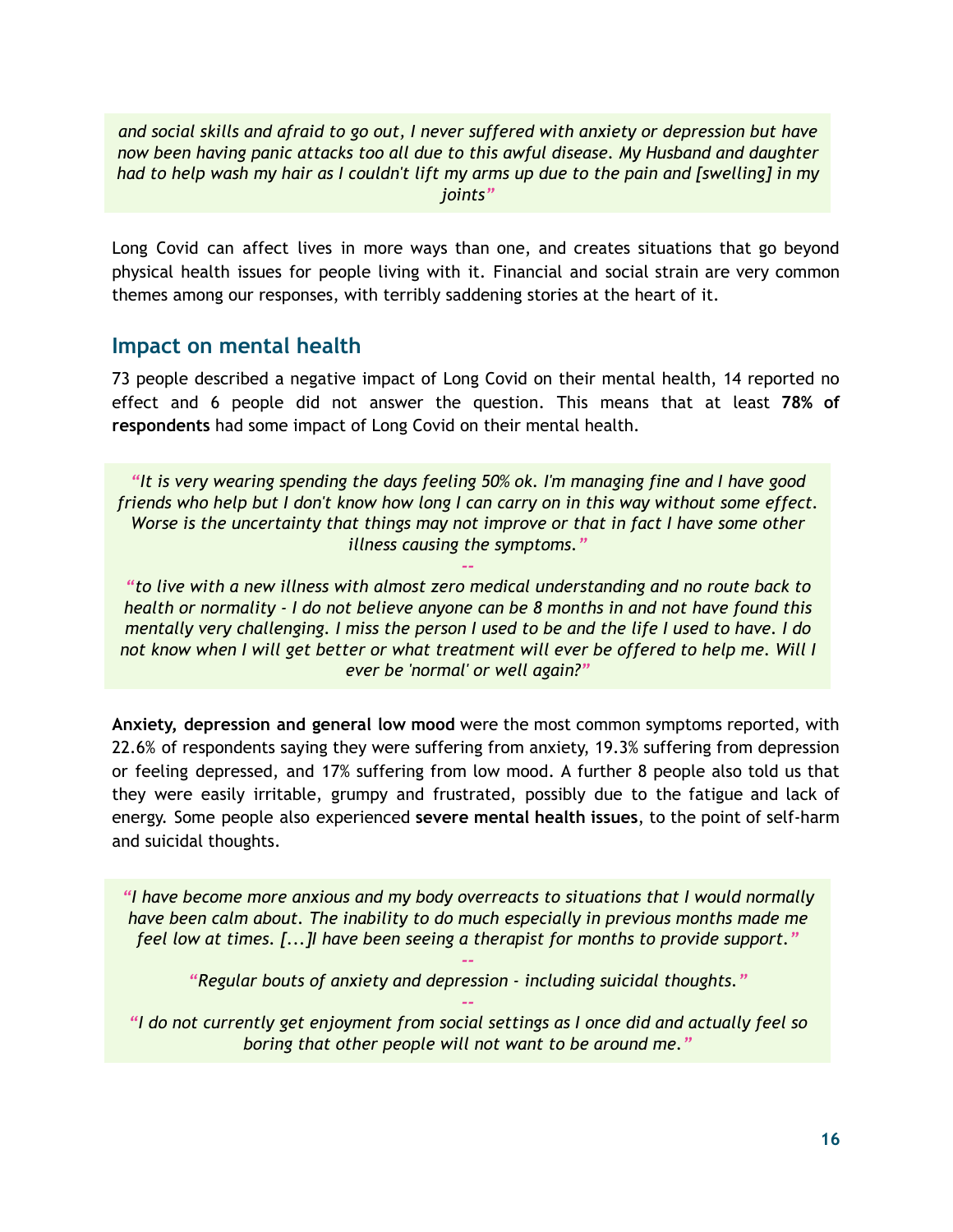*and social skills and afraid to go out, I never suffered with anxiety or depression but have now been having panic attacks too all due to this awful disease. My Husband and daughter had to help wash my hair as I couldn't lift my arms up due to the pain and [swelling] in my joints"*

Long Covid can affect lives in more ways than one, and creates situations that go beyond physical health issues for people living with it. Financial and social strain are very common themes among our responses, with terribly saddening stories at the heart of it.

## Impact on mental health

73 people described a negative impact of Long Covid on their mental health, 14 reported no effect and 6 people did not answer the question. This means that at least **78% of respondents** had some impact of Long Covid on their mental health.

> *"It is very wearing spending the days feeling 50% ok. I'm managing fine and I have good friends who help but I don't know how long I can carry on in this way without some effect. Worse is the uncertainty that things may not improve or that in fact I have some other illness causing the symptoms."*
>
> --
>
> *"to live with a new illness with almost zero medical understanding and no route back to health or normality - I do not believe anyone can be 8 months in and not have found this mentally very challenging. I miss the person I used to be and the life I used to have. I do not know when I will get better or what treatment will ever be offered to help me. Will I ever be 'normal' or well again?"*

**Anxiety, depression and general low mood** were the most common symptoms reported, with 22.6% of respondents saying they were suffering from anxiety, 19.3% suffering from depression or feeling depressed, and 17% suffering from low mood. A further 8 people also told us that they were easily irritable, grumpy and frustrated, possibly due to the fatigue and lack of energy. Some people also experienced **severe mental health issues**, to the point of self-harm and suicidal thoughts.

> *"I have become more anxious and my body overreacts to situations that I would normally have been calm about. The inability to do much especially in previous months made me feel low at times. [...]I have been seeing a therapist for months to provide support."*
>
> --
>
> *"Regular bouts of anxiety and depression - including suicidal thoughts."*
>
> --
>
> *"I do not currently get enjoyment from social settings as I once did and actually feel so boring that other people will not want to be around me."*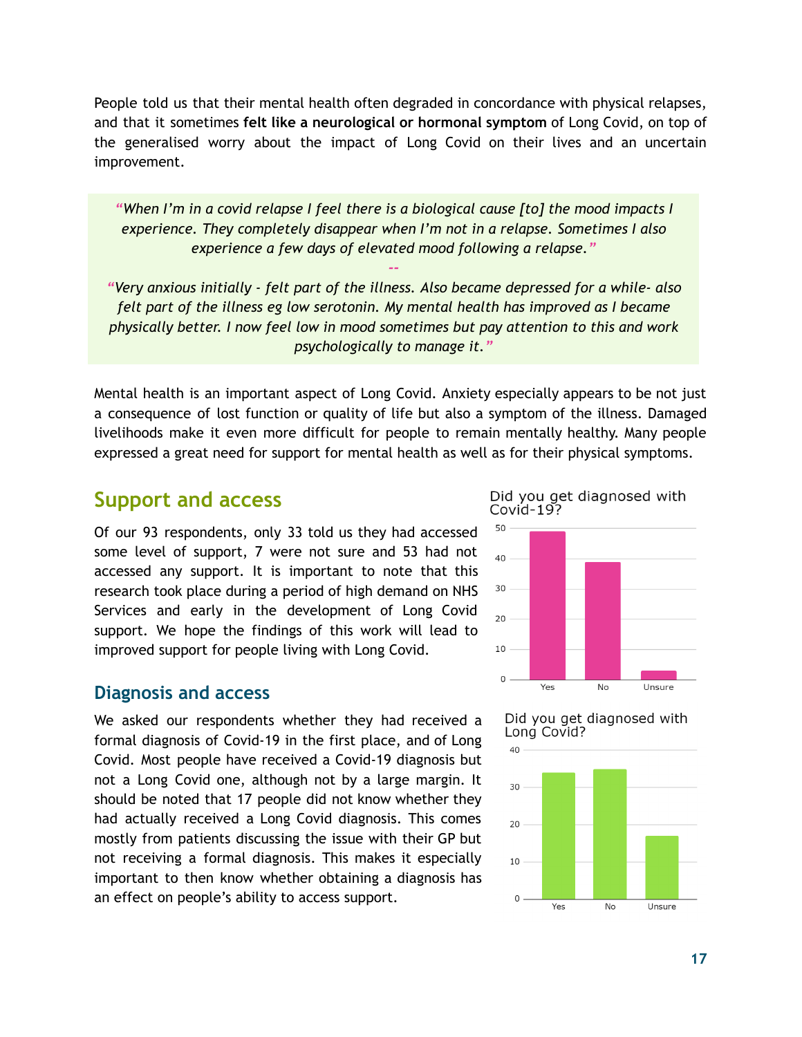People told us that their mental health often degraded in concordance with physical relapses, and that it sometimes **felt like a neurological or hormonal symptom** of Long Covid, on top of the generalised worry about the impact of Long Covid on their lives and an uncertain improvement.

> *"When I'm in a covid relapse I feel there is a biological cause [to] the mood impacts I experience. They completely disappear when I'm not in a relapse. Sometimes I also experience a few days of elevated mood following a relapse."*
>
> --
>
> *"Very anxious initially - felt part of the illness. Also became depressed for a while- also felt part of the illness eg low serotonin. My mental health has improved as I became physically better. I now feel low in mood sometimes but pay attention to this and work psychologically to manage it."*

Mental health is an important aspect of Long Covid. Anxiety especially appears to be not just a consequence of lost function or quality of life but also a symptom of the illness. Damaged livelihoods make it even more difficult for people to remain mentally healthy. Many people expressed a great need for support for mental health as well as for their physical symptoms.

## Support and access

Of our 93 respondents, only 33 told us they had accessed some level of support, 7 were not sure and 53 had not accessed any support. It is important to note that this research took place during a period of high demand on NHS Services and early in the development of Long Covid support. We hope the findings of this work will lead to improved support for people living with Long Covid.

### Diagnosis and access

We asked our respondents whether they had received a formal diagnosis of Covid-19 in the first place, and of Long Covid. Most people have received a Covid-19 diagnosis but not a Long Covid one, although not by a large margin. It should be noted that 17 people did not know whether they had actually received a Long Covid diagnosis. This comes mostly from patients discussing the issue with their GP but not receiving a formal diagnosis. This makes it especially important to then know whether obtaining a diagnosis has an effect on people's ability to access support.

Did you get diagnosed with Covid-19?

| Response | Count (approx.) |
| --- | --- |
| Yes | 49 |
| No | 39 |
| Unsure | 3 |

Did you get diagnosed with Long Covid?

| Response | Count (approx.) |
| --- | --- |
| Yes | 34 |
| No | 35 |
| Unsure | 17 |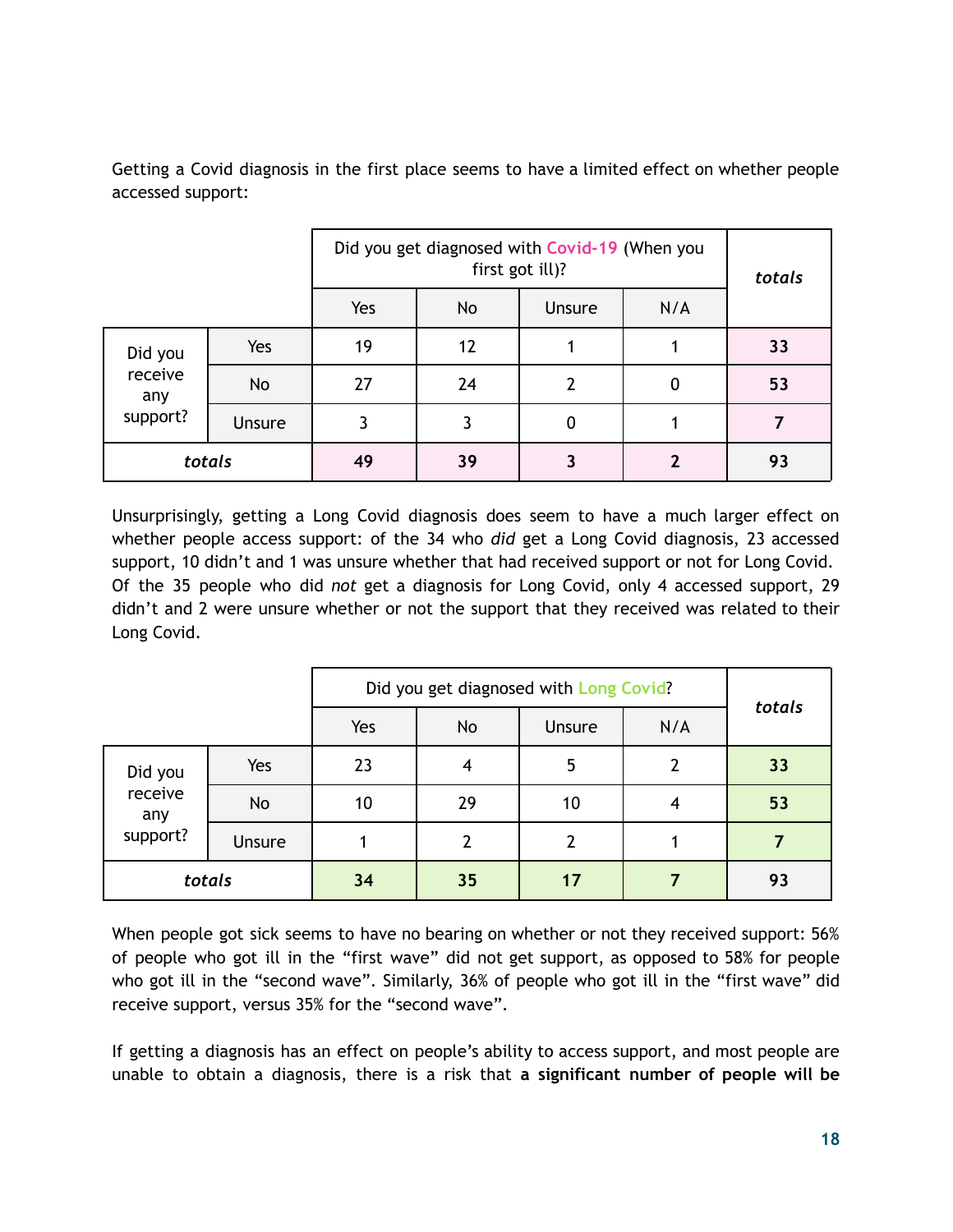Getting a Covid diagnosis in the first place seems to have a limited effect on whether people accessed support:

| | | Did you get diagnosed with Covid-19 (When you first got ill)? | | | | *totals* |
|---|---|---|---|---|---|---|
| | | Yes | No | Unsure | N/A | |
| Did you receive any support? | Yes | 19 | 12 | 1 | 1 | **33** |
| | No | 27 | 24 | 2 | 0 | **53** |
| | Unsure | 3 | 3 | 0 | 1 | **7** |
| ***totals*** | | **49** | **39** | **3** | **2** | **93** |

Unsurprisingly, getting a Long Covid diagnosis does seem to have a much larger effect on whether people access support: of the 34 who *did* get a Long Covid diagnosis, 23 accessed support, 10 didn't and 1 was unsure whether that had received support or not for Long Covid. Of the 35 people who did *not* get a diagnosis for Long Covid, only 4 accessed support, 29 didn't and 2 were unsure whether or not the support that they received was related to their Long Covid.

| | | Did you get diagnosed with Long Covid? | | | | *totals* |
|---|---|---|---|---|---|---|
| | | Yes | No | Unsure | N/A | |
| Did you receive any support? | Yes | 23 | 4 | 5 | 2 | **33** |
| | No | 10 | 29 | 10 | 4 | **53** |
| | Unsure | 1 | 2 | 2 | 1 | **7** |
| ***totals*** | | **34** | **35** | **17** | **7** | **93** |

When people got sick seems to have no bearing on whether or not they received support: 56% of people who got ill in the "first wave" did not get support, as opposed to 58% for people who got ill in the "second wave". Similarly, 36% of people who got ill in the "first wave" did receive support, versus 35% for the "second wave".

If getting a diagnosis has an effect on people's ability to access support, and most people are unable to obtain a diagnosis, there is a risk that **a significant number of people will be**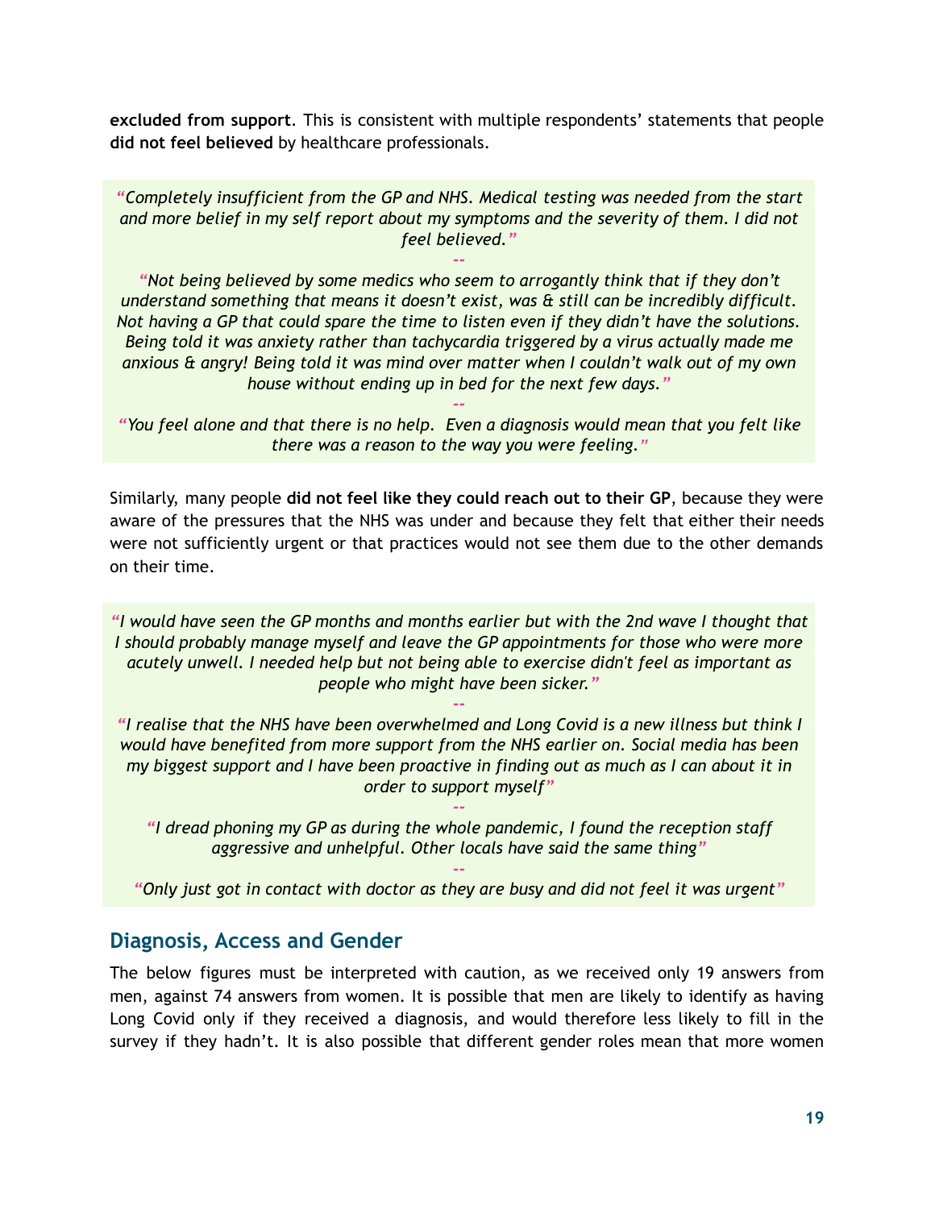**excluded from support**. This is consistent with multiple respondents' statements that people **did not feel believed** by healthcare professionals.

> *"Completely insufficient from the GP and NHS. Medical testing was needed from the start and more belief in my self report about my symptoms and the severity of them. I did not feel believed."*
>
> --
>
> *"Not being believed by some medics who seem to arrogantly think that if they don't understand something that means it doesn't exist, was & still can be incredibly difficult. Not having a GP that could spare the time to listen even if they didn't have the solutions. Being told it was anxiety rather than tachycardia triggered by a virus actually made me anxious & angry! Being told it was mind over matter when I couldn't walk out of my own house without ending up in bed for the next few days."*
>
> --
>
> *"You feel alone and that there is no help. Even a diagnosis would mean that you felt like there was a reason to the way you were feeling."*

Similarly, many people **did not feel like they could reach out to their GP**, because they were aware of the pressures that the NHS was under and because they felt that either their needs were not sufficiently urgent or that practices would not see them due to the other demands on their time.

> *"I would have seen the GP months and months earlier but with the 2nd wave I thought that I should probably manage myself and leave the GP appointments for those who were more acutely unwell. I needed help but not being able to exercise didn't feel as important as people who might have been sicker."*
>
> --
>
> *"I realise that the NHS have been overwhelmed and Long Covid is a new illness but think I would have benefited from more support from the NHS earlier on. Social media has been my biggest support and I have been proactive in finding out as much as I can about it in order to support myself"*
>
> --
>
> *"I dread phoning my GP as during the whole pandemic, I found the reception staff aggressive and unhelpful. Other locals have said the same thing"*
>
> --
>
> *"Only just got in contact with doctor as they are busy and did not feel it was urgent"*

## Diagnosis, Access and Gender

The below figures must be interpreted with caution, as we received only 19 answers from men, against 74 answers from women. It is possible that men are likely to identify as having Long Covid only if they received a diagnosis, and would therefore less likely to fill in the survey if they hadn't. It is also possible that different gender roles mean that more women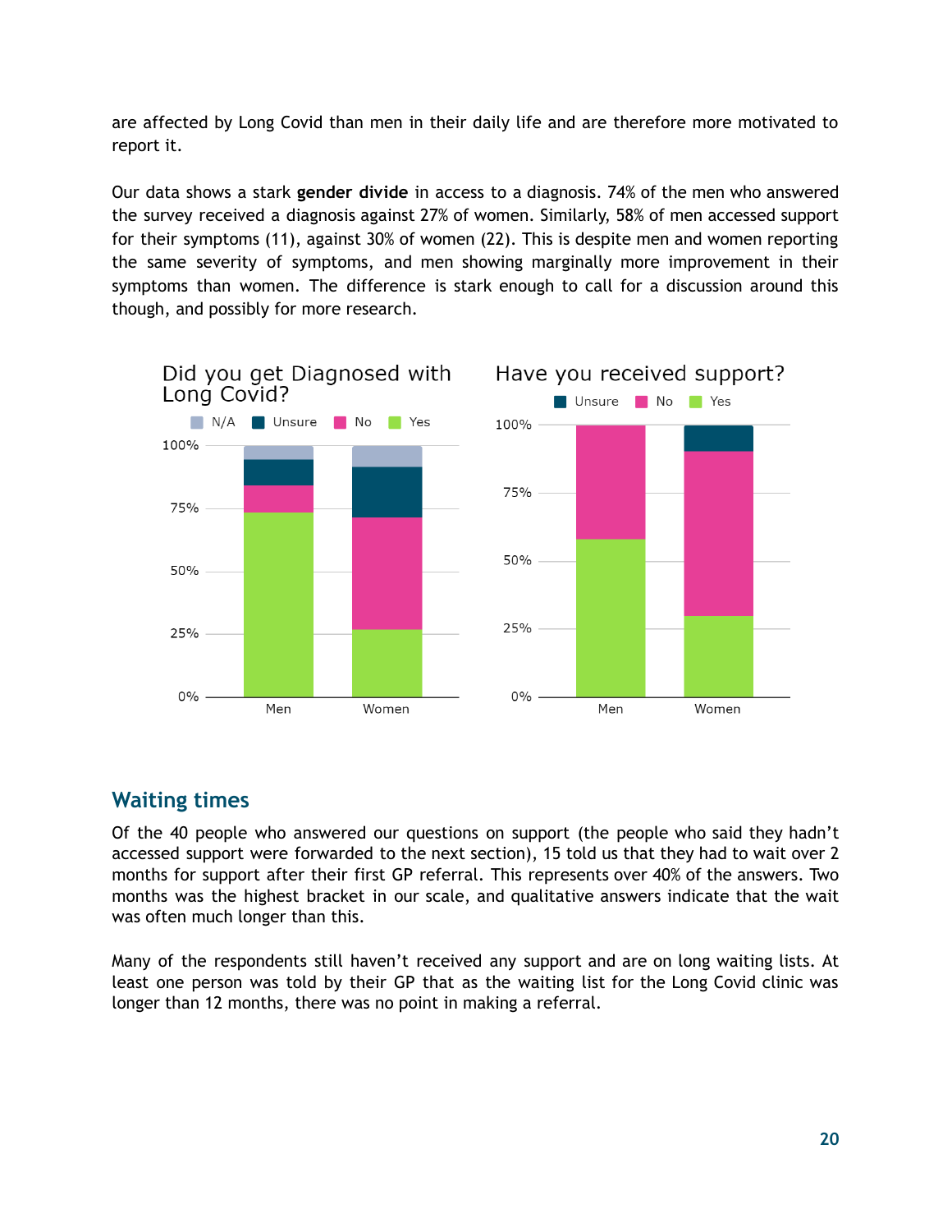are affected by Long Covid than men in their daily life and are therefore more motivated to report it.

Our data shows a stark **gender divide** in access to a diagnosis. 74% of the men who answered the survey received a diagnosis against 27% of women. Similarly, 58% of men accessed support for their symptoms (11), against 30% of women (22). This is despite men and women reporting the same severity of symptoms, and men showing marginally more improvement in their symptoms than women. The difference is stark enough to call for a discussion around this though, and possibly for more research.

## Waiting times

Of the 40 people who answered our questions on support (the people who said they hadn't accessed support were forwarded to the next section), 15 told us that they had to wait over 2 months for support after their first GP referral. This represents over 40% of the answers. Two months was the highest bracket in our scale, and qualitative answers indicate that the wait was often much longer than this.

Many of the respondents still haven't received any support and are on long waiting lists. At least one person was told by their GP that as the waiting list for the Long Covid clinic was longer than 12 months, there was no point in making a referral.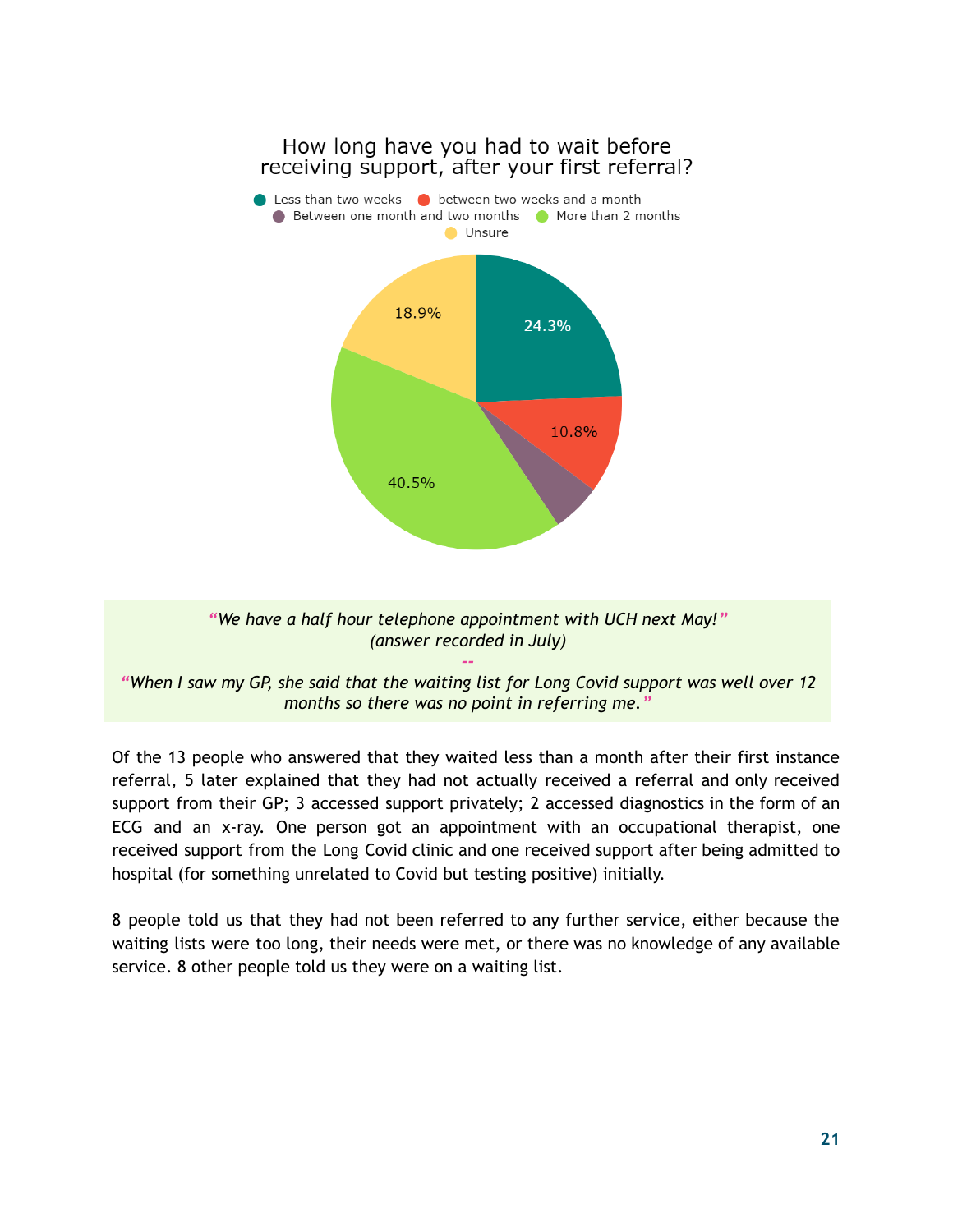How long have you had to wait before receiving support, after your first referral?

- Less than two weeks: 24.3%
- between two weeks and a month: 10.8%
- Between one month and two months
- More than 2 months: 40.5%
- Unsure: 18.9%

> *"We have a half hour telephone appointment with UCH next May!"*
> *(answer recorded in July)*
>
> --
>
> *"When I saw my GP, she said that the waiting list for Long Covid support was well over 12 months so there was no point in referring me."*

Of the 13 people who answered that they waited less than a month after their first instance referral, 5 later explained that they had not actually received a referral and only received support from their GP; 3 accessed support privately; 2 accessed diagnostics in the form of an ECG and an x-ray. One person got an appointment with an occupational therapist, one received support from the Long Covid clinic and one received support after being admitted to hospital (for something unrelated to Covid but testing positive) initially.

8 people told us that they had not been referred to any further service, either because the waiting lists were too long, their needs were met, or there was no knowledge of any available service. 8 other people told us they were on a waiting list.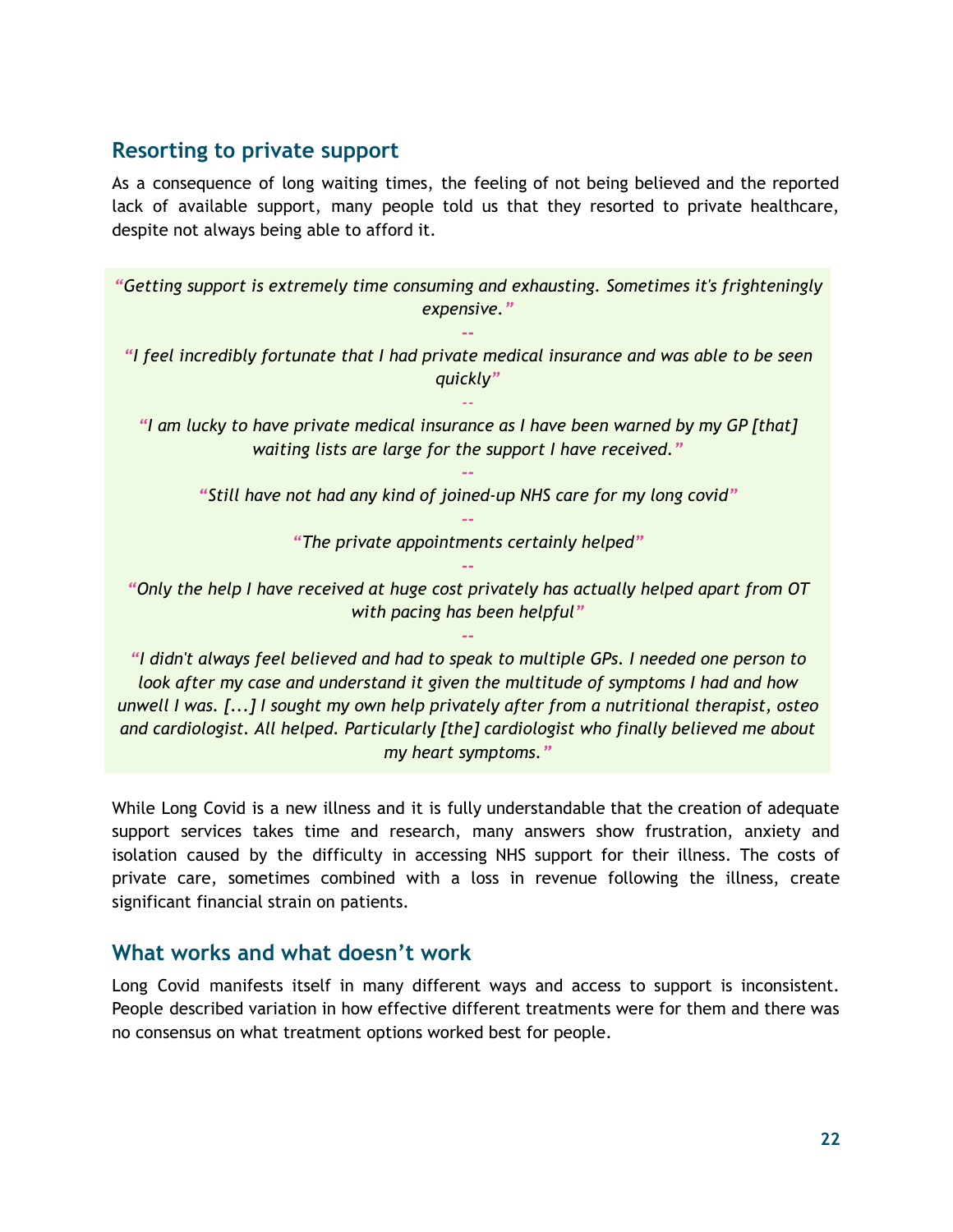## Resorting to private support

As a consequence of long waiting times, the feeling of not being believed and the reported lack of available support, many people told us that they resorted to private healthcare, despite not always being able to afford it.

> *"Getting support is extremely time consuming and exhausting. Sometimes it's frighteningly expensive."*
>
> --
>
> *"I feel incredibly fortunate that I had private medical insurance and was able to be seen quickly"*
>
> --
>
> *"I am lucky to have private medical insurance as I have been warned by my GP [that] waiting lists are large for the support I have received."*
>
> --
>
> *"Still have not had any kind of joined-up NHS care for my long covid"*
>
> --
>
> *"The private appointments certainly helped"*
>
> --
>
> *"Only the help I have received at huge cost privately has actually helped apart from OT with pacing has been helpful"*
>
> --
>
> *"I didn't always feel believed and had to speak to multiple GPs. I needed one person to look after my case and understand it given the multitude of symptoms I had and how unwell I was. [...] I sought my own help privately after from a nutritional therapist, osteo and cardiologist. All helped. Particularly [the] cardiologist who finally believed me about my heart symptoms."*

While Long Covid is a new illness and it is fully understandable that the creation of adequate support services takes time and research, many answers show frustration, anxiety and isolation caused by the difficulty in accessing NHS support for their illness. The costs of private care, sometimes combined with a loss in revenue following the illness, create significant financial strain on patients.

## What works and what doesn't work

Long Covid manifests itself in many different ways and access to support is inconsistent. People described variation in how effective different treatments were for them and there was no consensus on what treatment options worked best for people.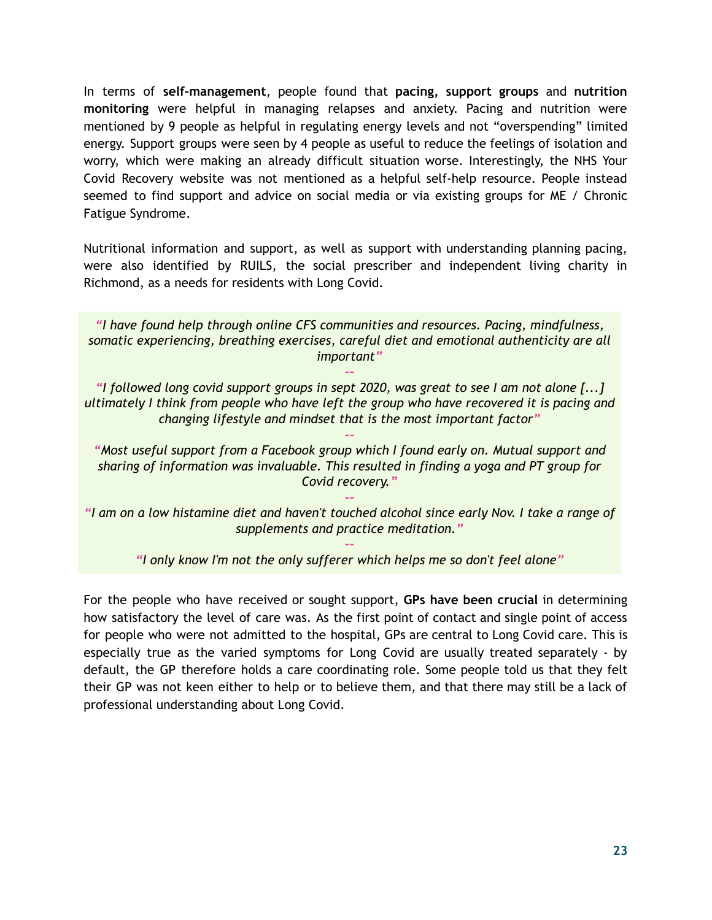In terms of **self-management**, people found that **pacing, support groups** and **nutrition monitoring** were helpful in managing relapses and anxiety. Pacing and nutrition were mentioned by 9 people as helpful in regulating energy levels and not "overspending" limited energy. Support groups were seen by 4 people as useful to reduce the feelings of isolation and worry, which were making an already difficult situation worse. Interestingly, the NHS Your Covid Recovery website was not mentioned as a helpful self-help resource. People instead seemed to find support and advice on social media or via existing groups for ME / Chronic Fatigue Syndrome.

Nutritional information and support, as well as support with understanding planning pacing, were also identified by RUILS, the social prescriber and independent living charity in Richmond, as a needs for residents with Long Covid.

> *"I have found help through online CFS communities and resources. Pacing, mindfulness, somatic experiencing, breathing exercises, careful diet and emotional authenticity are all important"*
>
> --
>
> *"I followed long covid support groups in sept 2020, was great to see I am not alone [...] ultimately I think from people who have left the group who have recovered it is pacing and changing lifestyle and mindset that is the most important factor"*
>
> --
>
> *"Most useful support from a Facebook group which I found early on. Mutual support and sharing of information was invaluable. This resulted in finding a yoga and PT group for Covid recovery."*
>
> --
>
> *"I am on a low histamine diet and haven't touched alcohol since early Nov. I take a range of supplements and practice meditation."*
>
> --
>
> *"I only know I'm not the only sufferer which helps me so don't feel alone"*

For the people who have received or sought support, **GPs have been crucial** in determining how satisfactory the level of care was. As the first point of contact and single point of access for people who were not admitted to the hospital, GPs are central to Long Covid care. This is especially true as the varied symptoms for Long Covid are usually treated separately - by default, the GP therefore holds a care coordinating role. Some people told us that they felt their GP was not keen either to help or to believe them, and that there may still be a lack of professional understanding about Long Covid.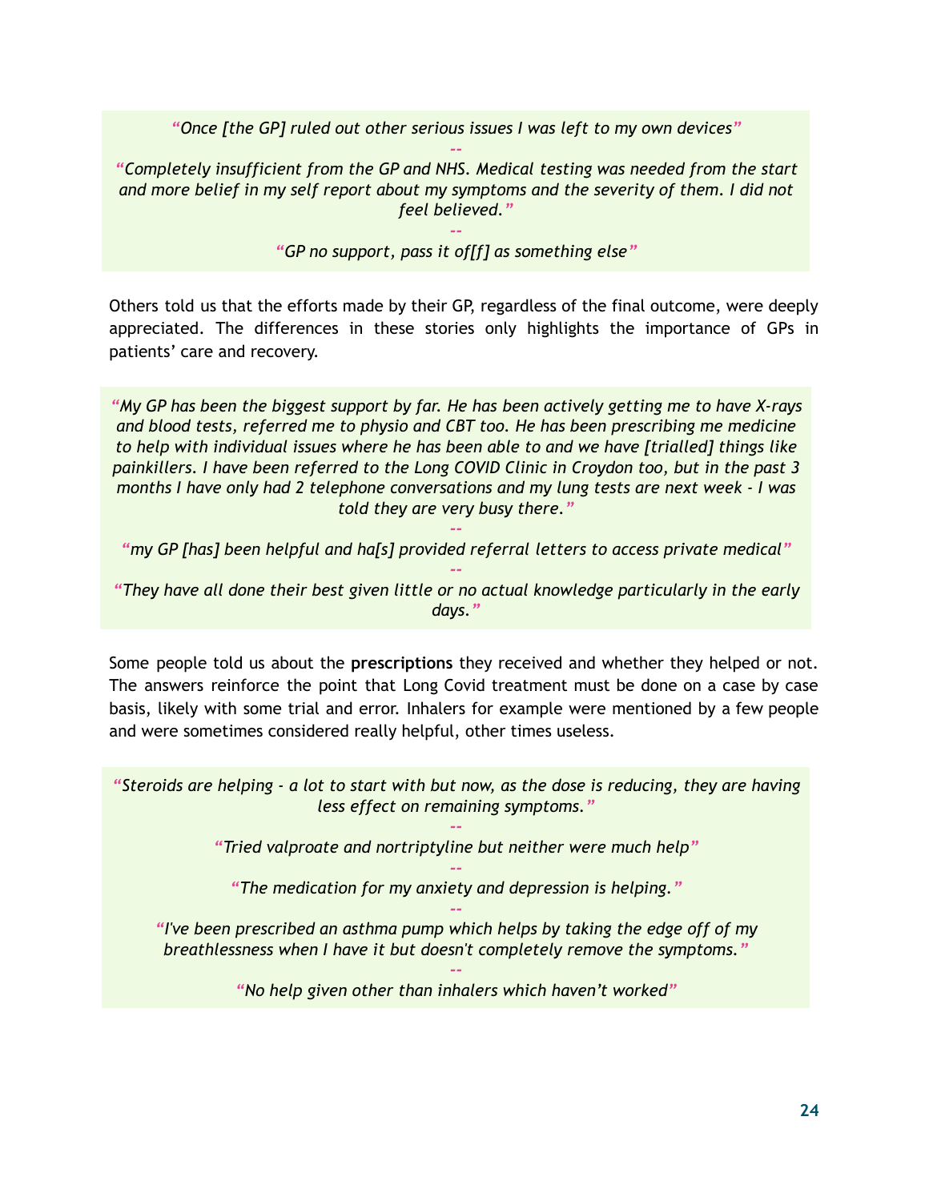> *"Once [the GP] ruled out other serious issues I was left to my own devices"*
>
> --
>
> *"Completely insufficient from the GP and NHS. Medical testing was needed from the start and more belief in my self report about my symptoms and the severity of them. I did not feel believed."*
>
> --
>
> *"GP no support, pass it of[f] as something else"*

Others told us that the efforts made by their GP, regardless of the final outcome, were deeply appreciated. The differences in these stories only highlights the importance of GPs in patients' care and recovery.

> *"My GP has been the biggest support by far. He has been actively getting me to have X-rays and blood tests, referred me to physio and CBT too. He has been prescribing me medicine to help with individual issues where he has been able to and we have [trialled] things like painkillers. I have been referred to the Long COVID Clinic in Croydon too, but in the past 3 months I have only had 2 telephone conversations and my lung tests are next week - I was told they are very busy there."*
>
> --
>
> *"my GP [has] been helpful and ha[s] provided referral letters to access private medical"*
>
> --
>
> *"They have all done their best given little or no actual knowledge particularly in the early days."*

Some people told us about the **prescriptions** they received and whether they helped or not. The answers reinforce the point that Long Covid treatment must be done on a case by case basis, likely with some trial and error. Inhalers for example were mentioned by a few people and were sometimes considered really helpful, other times useless.

> *"Steroids are helping - a lot to start with but now, as the dose is reducing, they are having less effect on remaining symptoms."*
>
> --
>
> *"Tried valproate and nortriptyline but neither were much help"*
>
> --
>
> *"The medication for my anxiety and depression is helping."*
>
> --
>
> *"I've been prescribed an asthma pump which helps by taking the edge off of my breathlessness when I have it but doesn't completely remove the symptoms."*
>
> --
>
> *"No help given other than inhalers which haven't worked"*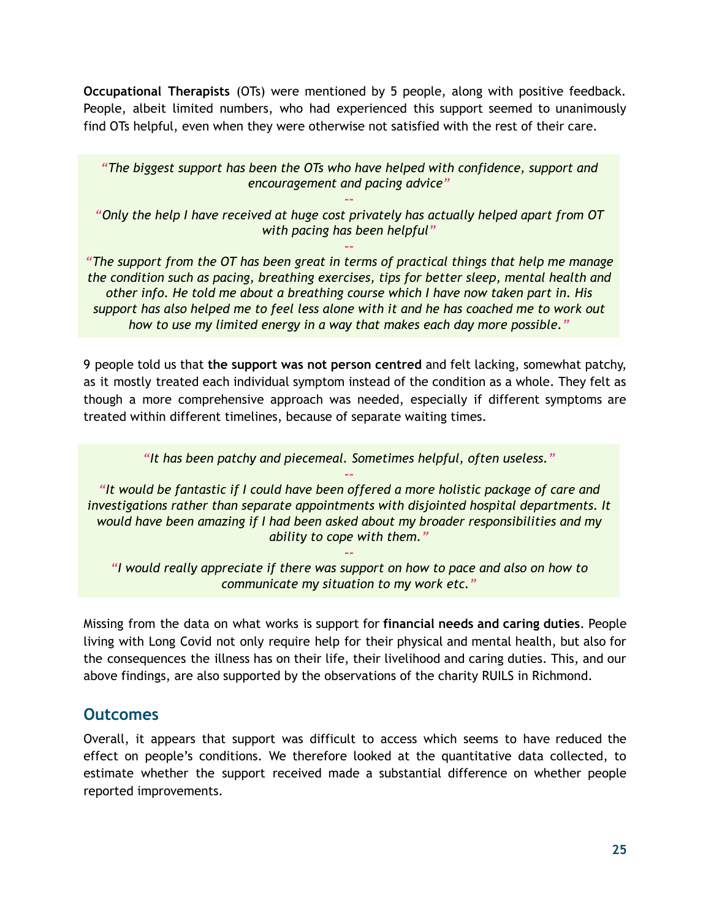**Occupational Therapists** (OTs) were mentioned by 5 people, along with positive feedback. People, albeit limited numbers, who had experienced this support seemed to unanimously find OTs helpful, even when they were otherwise not satisfied with the rest of their care.

> *"The biggest support has been the OTs who have helped with confidence, support and encouragement and pacing advice"*
>
> --
>
> *"Only the help I have received at huge cost privately has actually helped apart from OT with pacing has been helpful"*
>
> --
>
> *"The support from the OT has been great in terms of practical things that help me manage the condition such as pacing, breathing exercises, tips for better sleep, mental health and other info. He told me about a breathing course which I have now taken part in. His support has also helped me to feel less alone with it and he has coached me to work out how to use my limited energy in a way that makes each day more possible."*

9 people told us that **the support was not person centred** and felt lacking, somewhat patchy, as it mostly treated each individual symptom instead of the condition as a whole. They felt as though a more comprehensive approach was needed, especially if different symptoms are treated within different timelines, because of separate waiting times.

> *"It has been patchy and piecemeal. Sometimes helpful, often useless."*
>
> --
>
> *"It would be fantastic if I could have been offered a more holistic package of care and investigations rather than separate appointments with disjointed hospital departments. It would have been amazing if I had been asked about my broader responsibilities and my ability to cope with them."*
>
> --
>
> *"I would really appreciate if there was support on how to pace and also on how to communicate my situation to my work etc."*

Missing from the data on what works is support for **financial needs and caring duties**. People living with Long Covid not only require help for their physical and mental health, but also for the consequences the illness has on their life, their livelihood and caring duties. This, and our above findings, are also supported by the observations of the charity RUILS in Richmond.

## Outcomes

Overall, it appears that support was difficult to access which seems to have reduced the effect on people's conditions. We therefore looked at the quantitative data collected, to estimate whether the support received made a substantial difference on whether people reported improvements.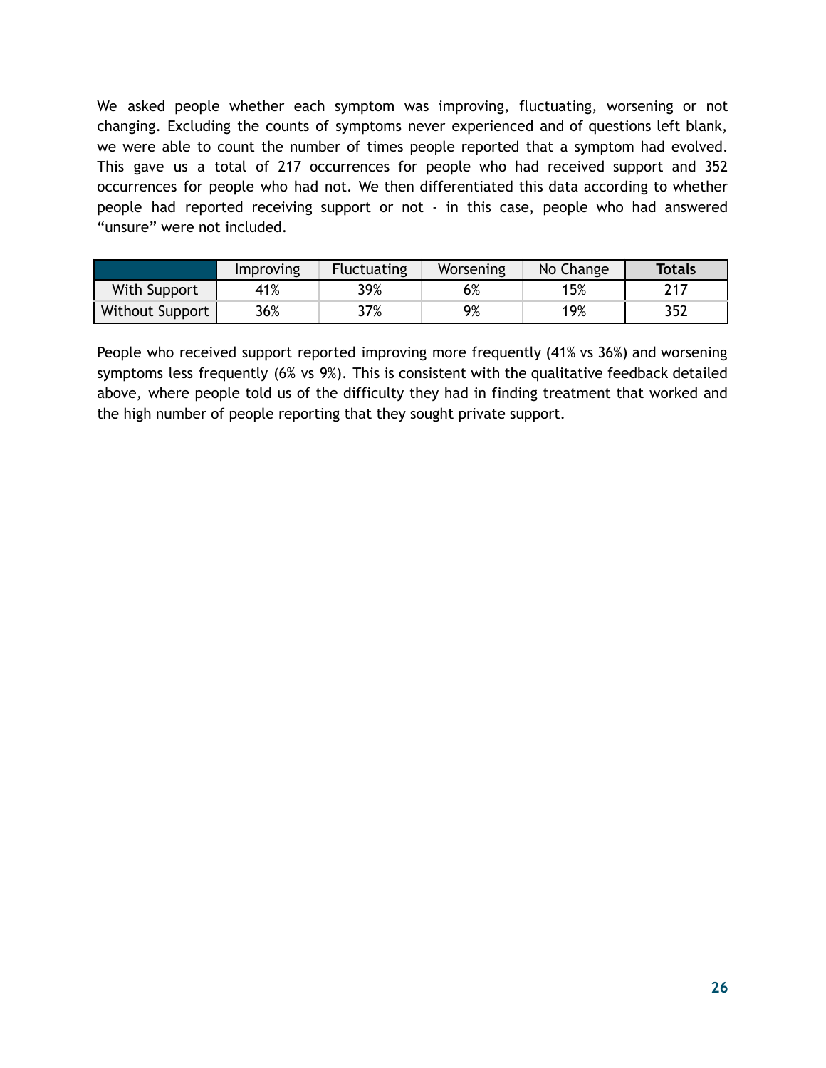We asked people whether each symptom was improving, fluctuating, worsening or not changing. Excluding the counts of symptoms never experienced and of questions left blank, we were able to count the number of times people reported that a symptom had evolved. This gave us a total of 217 occurrences for people who had received support and 352 occurrences for people who had not. We then differentiated this data according to whether people had reported receiving support or not - in this case, people who had answered "unsure" were not included.

| | Improving | Fluctuating | Worsening | No Change | **Totals** |
|---|---|---|---|---|---|
| With Support | 41% | 39% | 6% | 15% | 217 |
| Without Support | 36% | 37% | 9% | 19% | 352 |

People who received support reported improving more frequently (41% vs 36%) and worsening symptoms less frequently (6% vs 9%). This is consistent with the qualitative feedback detailed above, where people told us of the difficulty they had in finding treatment that worked and the high number of people reporting that they sought private support.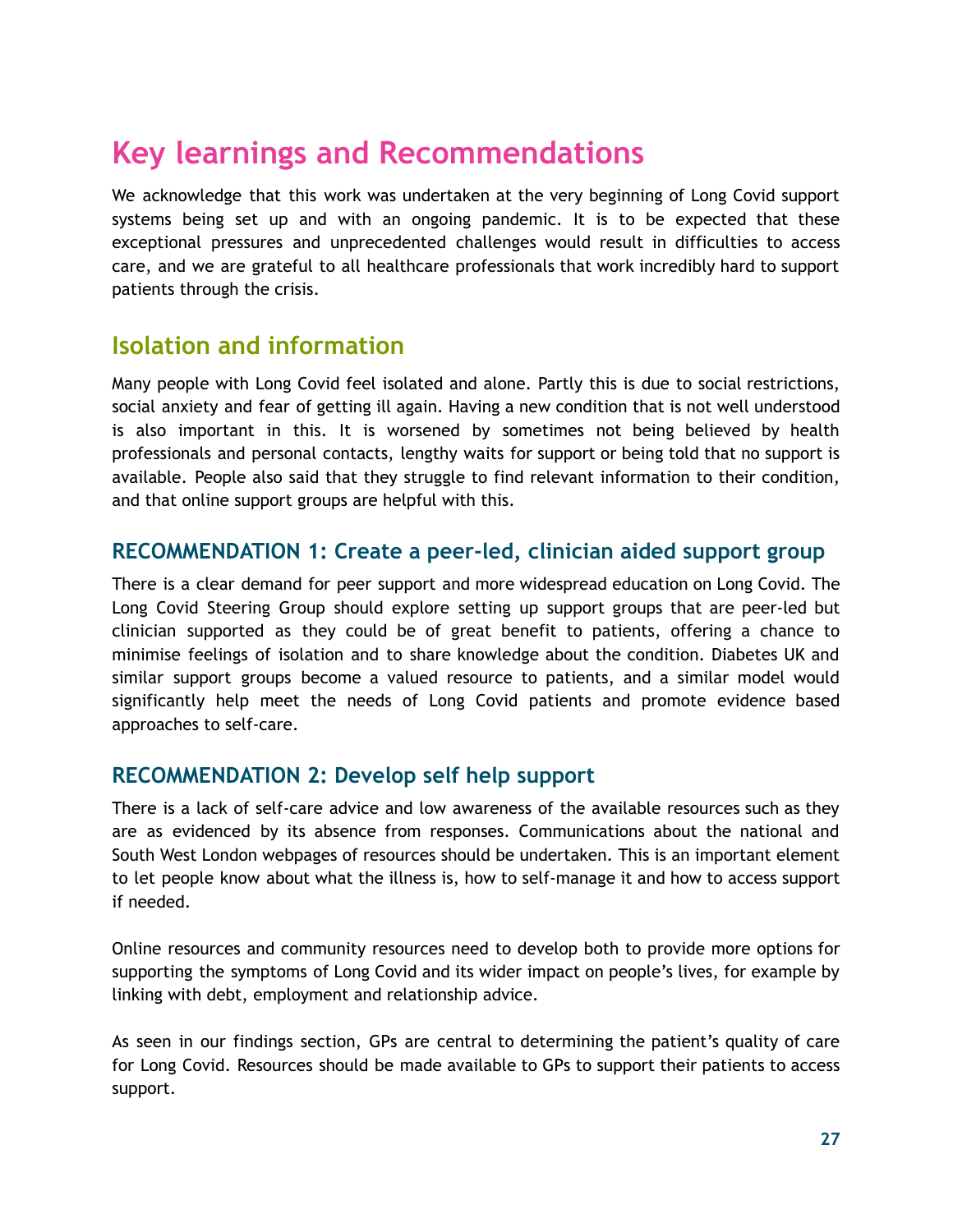# Key learnings and Recommendations

We acknowledge that this work was undertaken at the very beginning of Long Covid support systems being set up and with an ongoing pandemic. It is to be expected that these exceptional pressures and unprecedented challenges would result in difficulties to access care, and we are grateful to all healthcare professionals that work incredibly hard to support patients through the crisis.

## Isolation and information

Many people with Long Covid feel isolated and alone. Partly this is due to social restrictions, social anxiety and fear of getting ill again. Having a new condition that is not well understood is also important in this. It is worsened by sometimes not being believed by health professionals and personal contacts, lengthy waits for support or being told that no support is available. People also said that they struggle to find relevant information to their condition, and that online support groups are helpful with this.

### RECOMMENDATION 1: Create a peer-led, clinician aided support group

There is a clear demand for peer support and more widespread education on Long Covid. The Long Covid Steering Group should explore setting up support groups that are peer-led but clinician supported as they could be of great benefit to patients, offering a chance to minimise feelings of isolation and to share knowledge about the condition. Diabetes UK and similar support groups become a valued resource to patients, and a similar model would significantly help meet the needs of Long Covid patients and promote evidence based approaches to self-care.

### RECOMMENDATION 2: Develop self help support

There is a lack of self-care advice and low awareness of the available resources such as they are as evidenced by its absence from responses. Communications about the national and South West London webpages of resources should be undertaken. This is an important element to let people know about what the illness is, how to self-manage it and how to access support if needed.

Online resources and community resources need to develop both to provide more options for supporting the symptoms of Long Covid and its wider impact on people's lives, for example by linking with debt, employment and relationship advice.

As seen in our findings section, GPs are central to determining the patient's quality of care for Long Covid. Resources should be made available to GPs to support their patients to access support.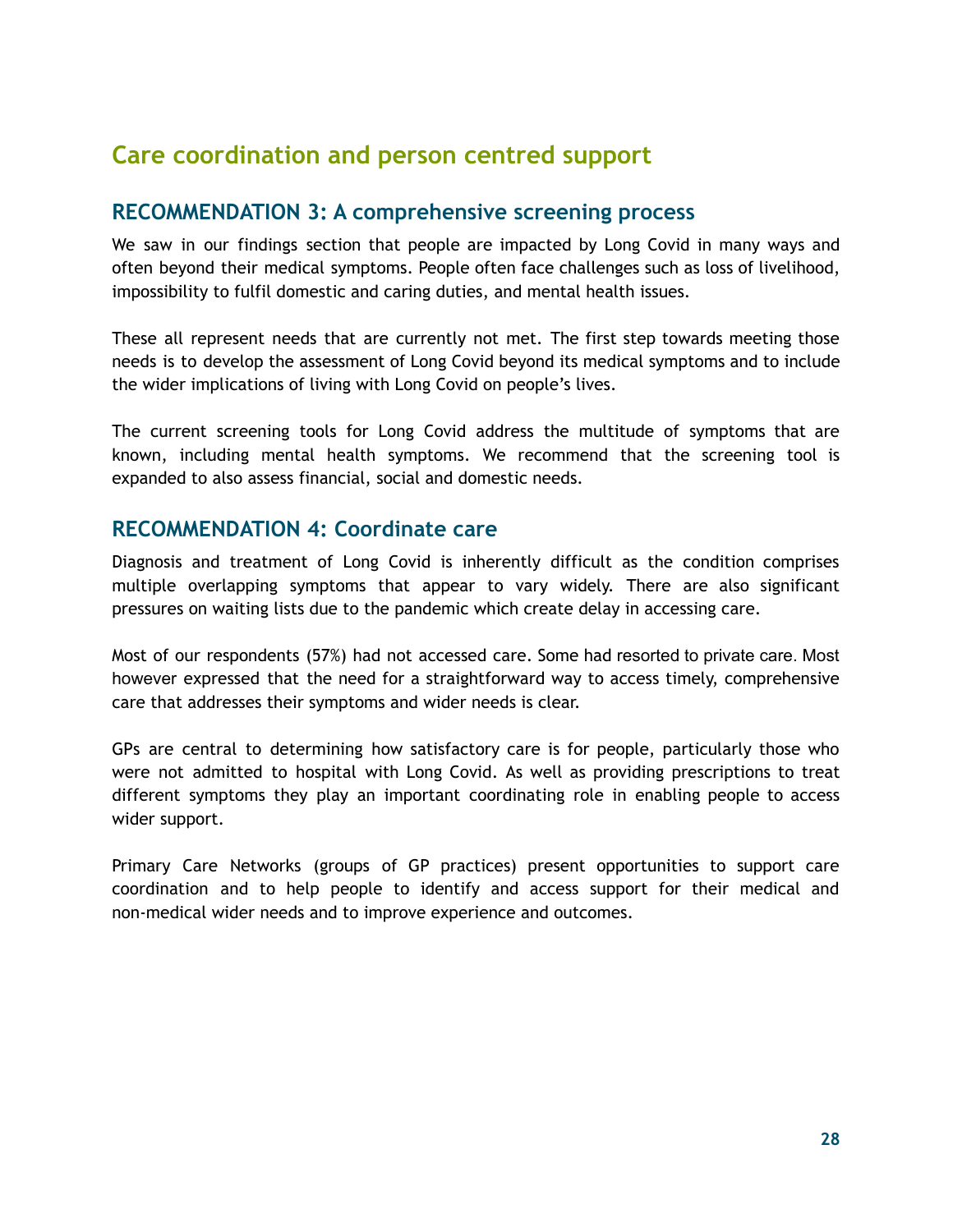## Care coordination and person centred support

### RECOMMENDATION 3: A comprehensive screening process

We saw in our findings section that people are impacted by Long Covid in many ways and often beyond their medical symptoms. People often face challenges such as loss of livelihood, impossibility to fulfil domestic and caring duties, and mental health issues.

These all represent needs that are currently not met. The first step towards meeting those needs is to develop the assessment of Long Covid beyond its medical symptoms and to include the wider implications of living with Long Covid on people's lives.

The current screening tools for Long Covid address the multitude of symptoms that are known, including mental health symptoms. We recommend that the screening tool is expanded to also assess financial, social and domestic needs.

### RECOMMENDATION 4: Coordinate care

Diagnosis and treatment of Long Covid is inherently difficult as the condition comprises multiple overlapping symptoms that appear to vary widely. There are also significant pressures on waiting lists due to the pandemic which create delay in accessing care.

Most of our respondents (57%) had not accessed care. Some had resorted to private care. Most however expressed that the need for a straightforward way to access timely, comprehensive care that addresses their symptoms and wider needs is clear.

GPs are central to determining how satisfactory care is for people, particularly those who were not admitted to hospital with Long Covid. As well as providing prescriptions to treat different symptoms they play an important coordinating role in enabling people to access wider support.

Primary Care Networks (groups of GP practices) present opportunities to support care coordination and to help people to identify and access support for their medical and non-medical wider needs and to improve experience and outcomes.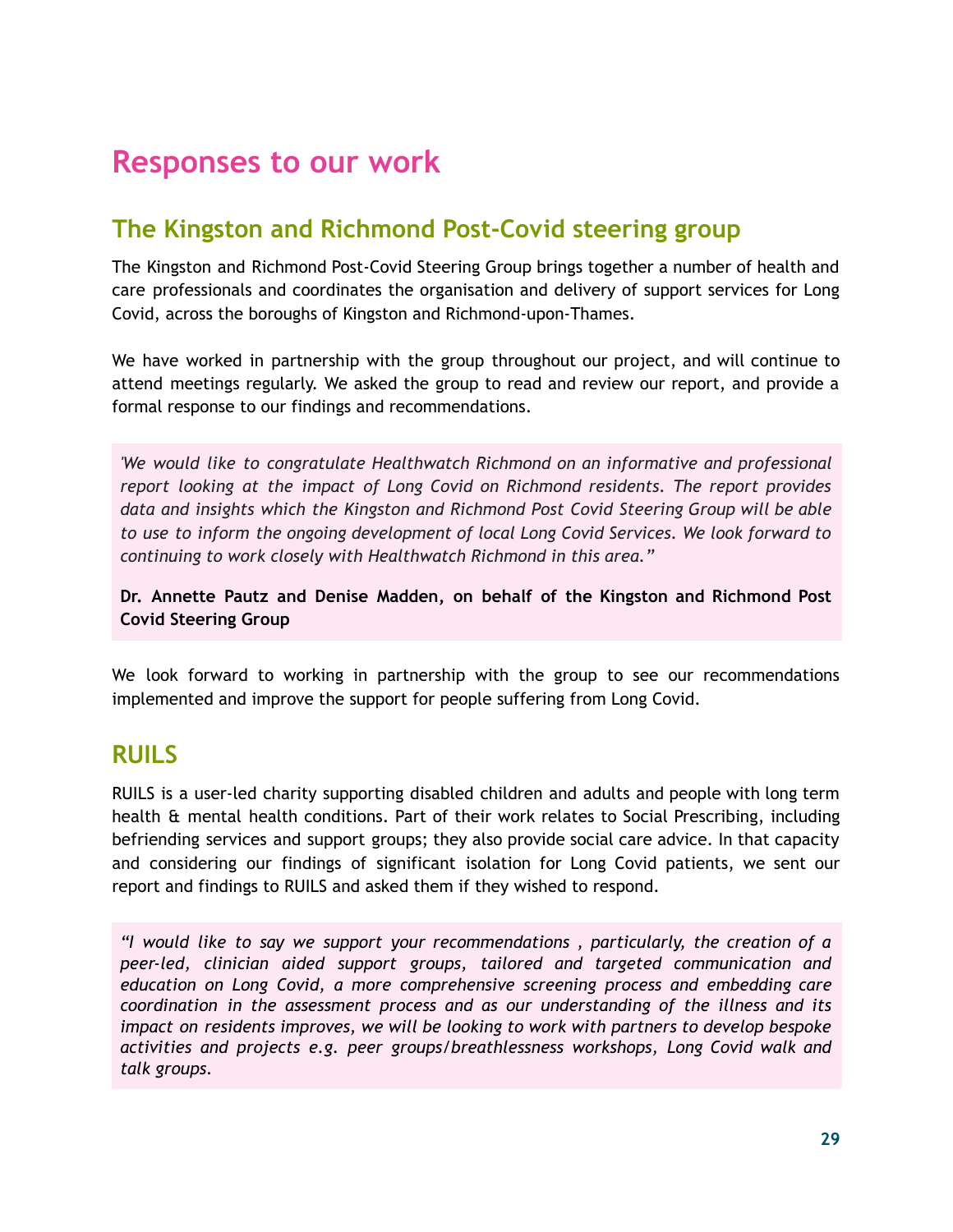# Responses to our work

## The Kingston and Richmond Post-Covid steering group

The Kingston and Richmond Post-Covid Steering Group brings together a number of health and care professionals and coordinates the organisation and delivery of support services for Long Covid, across the boroughs of Kingston and Richmond-upon-Thames.

We have worked in partnership with the group throughout our project, and will continue to attend meetings regularly. We asked the group to read and review our report, and provide a formal response to our findings and recommendations.

> *'We would like to congratulate Healthwatch Richmond on an informative and professional report looking at the impact of Long Covid on Richmond residents. The report provides data and insights which the Kingston and Richmond Post Covid Steering Group will be able to use to inform the ongoing development of local Long Covid Services. We look forward to continuing to work closely with Healthwatch Richmond in this area."*
>
> **Dr. Annette Pautz and Denise Madden, on behalf of the Kingston and Richmond Post Covid Steering Group**

We look forward to working in partnership with the group to see our recommendations implemented and improve the support for people suffering from Long Covid.

## RUILS

RUILS is a user-led charity supporting disabled children and adults and people with long term health & mental health conditions. Part of their work relates to Social Prescribing, including befriending services and support groups; they also provide social care advice. In that capacity and considering our findings of significant isolation for Long Covid patients, we sent our report and findings to RUILS and asked them if they wished to respond.

> *"I would like to say we support your recommendations , particularly, the creation of a peer-led, clinician aided support groups, tailored and targeted communication and education on Long Covid, a more comprehensive screening process and embedding care coordination in the assessment process and as our understanding of the illness and its impact on residents improves, we will be looking to work with partners to develop bespoke activities and projects e.g. peer groups/breathlessness workshops, Long Covid walk and talk groups.*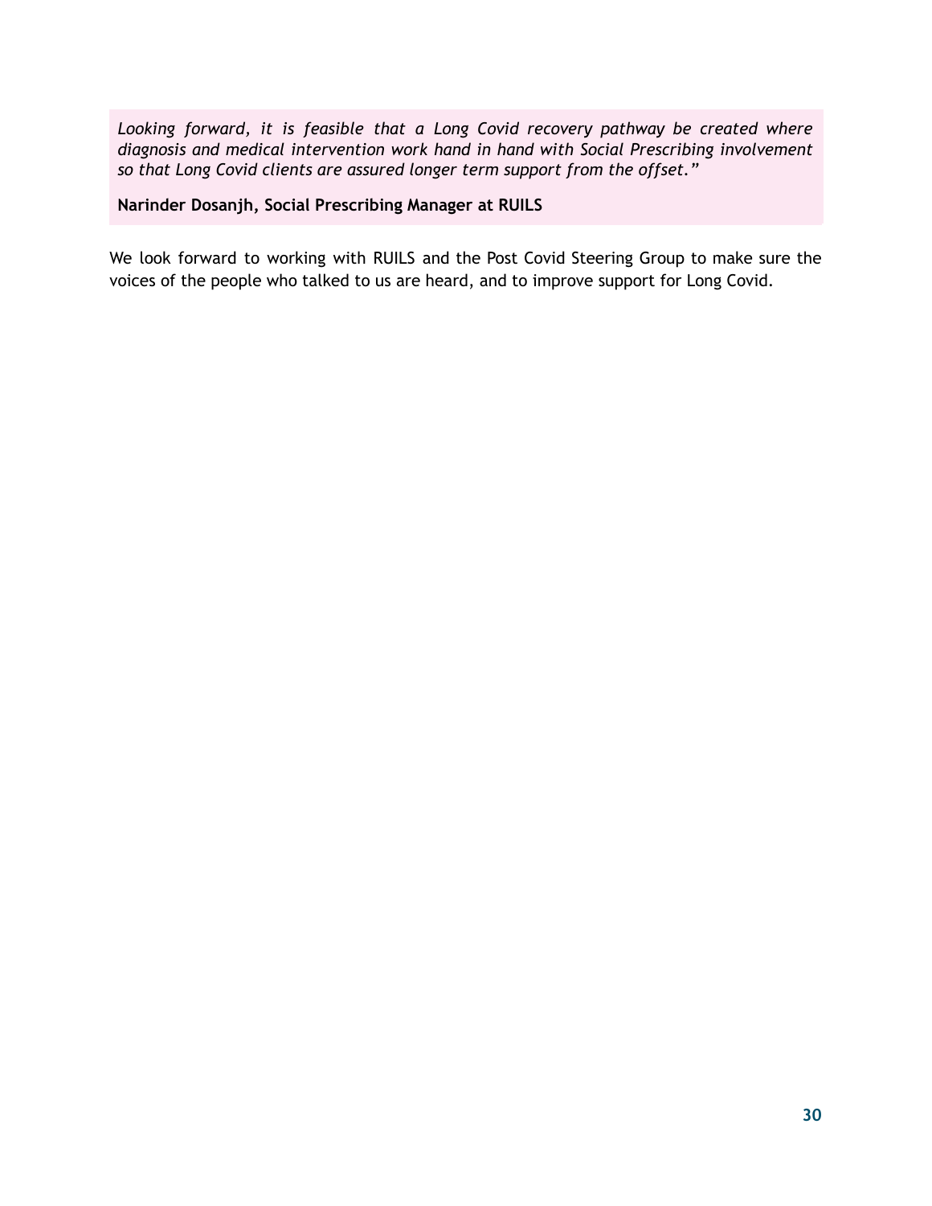> *Looking forward, it is feasible that a Long Covid recovery pathway be created where diagnosis and medical intervention work hand in hand with Social Prescribing involvement so that Long Covid clients are assured longer term support from the offset."*
>
> **Narinder Dosanjh, Social Prescribing Manager at RUILS**

We look forward to working with RUILS and the Post Covid Steering Group to make sure the voices of the people who talked to us are heard, and to improve support for Long Covid.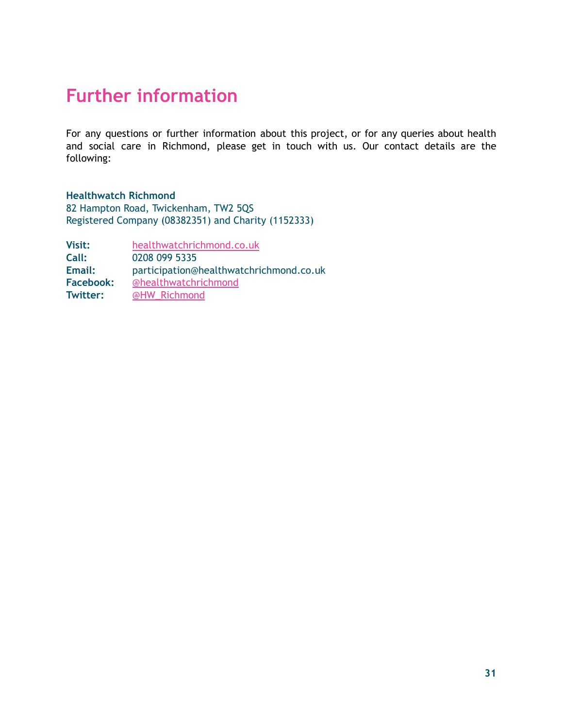# Further information

For any questions or further information about this project, or for any queries about health and social care in Richmond, please get in touch with us. Our contact details are the following:

**Healthwatch Richmond**
82 Hampton Road, Twickenham, TW2 5QS
Registered Company (08382351) and Charity (1152333)

**Visit:** healthwatchrichmond.co.uk
**Call:** 0208 099 5335
**Email:** participation@healthwatchrichmond.co.uk
**Facebook:** @healthwatchrichmond
**Twitter:** @HW_Richmond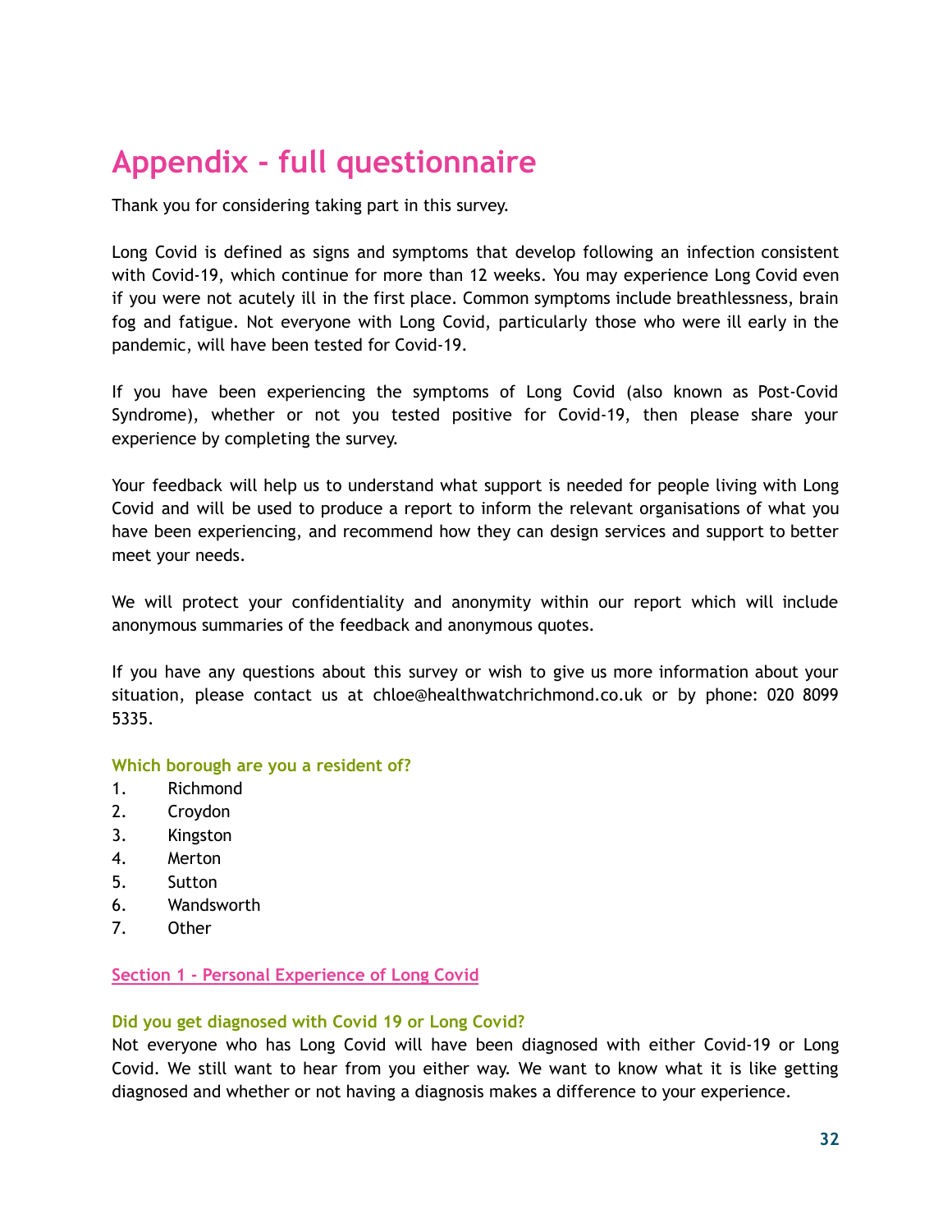# Appendix - full questionnaire

Thank you for considering taking part in this survey.

Long Covid is defined as signs and symptoms that develop following an infection consistent with Covid-19, which continue for more than 12 weeks. You may experience Long Covid even if you were not acutely ill in the first place. Common symptoms include breathlessness, brain fog and fatigue. Not everyone with Long Covid, particularly those who were ill early in the pandemic, will have been tested for Covid-19.

If you have been experiencing the symptoms of Long Covid (also known as Post-Covid Syndrome), whether or not you tested positive for Covid-19, then please share your experience by completing the survey.

Your feedback will help us to understand what support is needed for people living with Long Covid and will be used to produce a report to inform the relevant organisations of what you have been experiencing, and recommend how they can design services and support to better meet your needs.

We will protect your confidentiality and anonymity within our report which will include anonymous summaries of the feedback and anonymous quotes.

If you have any questions about this survey or wish to give us more information about your situation, please contact us at chloe@healthwatchrichmond.co.uk or by phone: 020 8099 5335.

### Which borough are you a resident of?

1. Richmond
2. Croydon
3. Kingston
4. Merton
5. Sutton
6. Wandsworth
7. Other

## Section 1 - Personal Experience of Long Covid

### Did you get diagnosed with Covid 19 or Long Covid?

Not everyone who has Long Covid will have been diagnosed with either Covid-19 or Long Covid. We still want to hear from you either way. We want to know what it is like getting diagnosed and whether or not having a diagnosis makes a difference to your experience.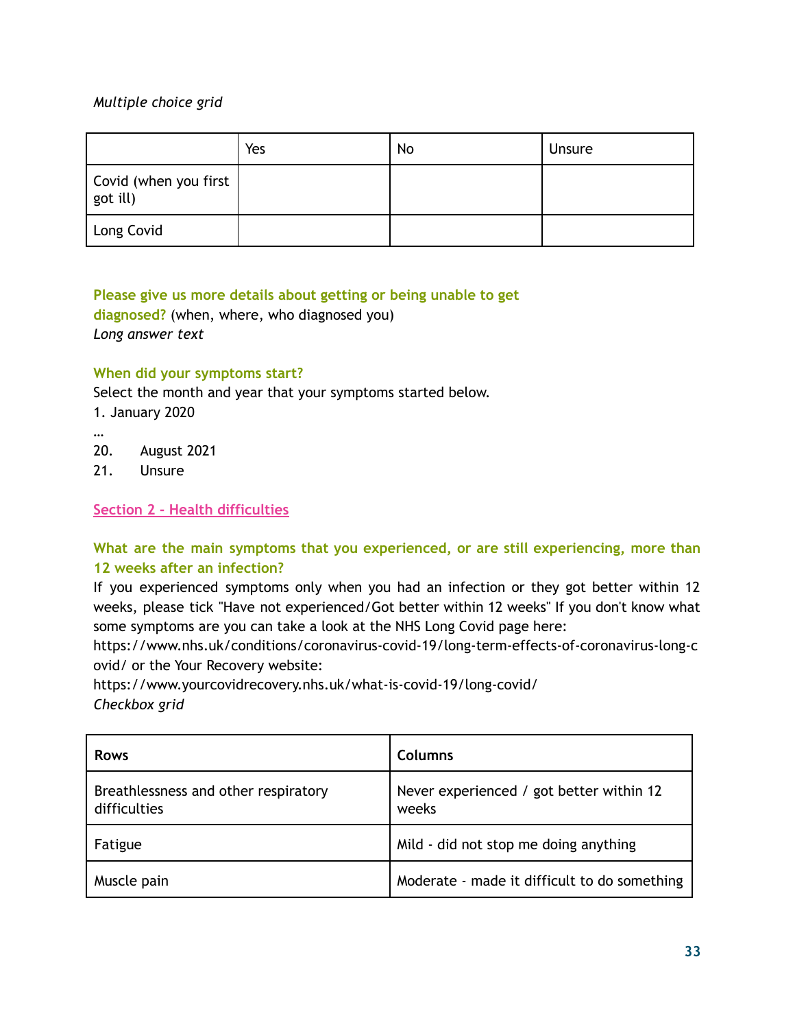*Multiple choice grid*

| | Yes | No | Unsure |
|---|---|---|---|
| Covid (when you first got ill) | | | |
| Long Covid | | | |

**Please give us more details about getting or being unable to get diagnosed?** (when, where, who diagnosed you)
*Long answer text*

**When did your symptoms start?**
Select the month and year that your symptoms started below.
1. January 2020

…

20. August 2021
21. Unsure

## Section 2 - Health difficulties

**What are the main symptoms that you experienced, or are still experiencing, more than 12 weeks after an infection?**
If you experienced symptoms only when you had an infection or they got better within 12 weeks, please tick "Have not experienced/Got better within 12 weeks" If you don't know what some symptoms are you can take a look at the NHS Long Covid page here: https://www.nhs.uk/conditions/coronavirus-covid-19/long-term-effects-of-coronavirus-long-covid/ or the Your Recovery website: https://www.yourcovidrecovery.nhs.uk/what-is-covid-19/long-covid/
*Checkbox grid*

| Rows | Columns |
|---|---|
| Breathlessness and other respiratory difficulties | Never experienced / got better within 12 weeks |
| Fatigue | Mild - did not stop me doing anything |
| Muscle pain | Moderate - made it difficult to do something |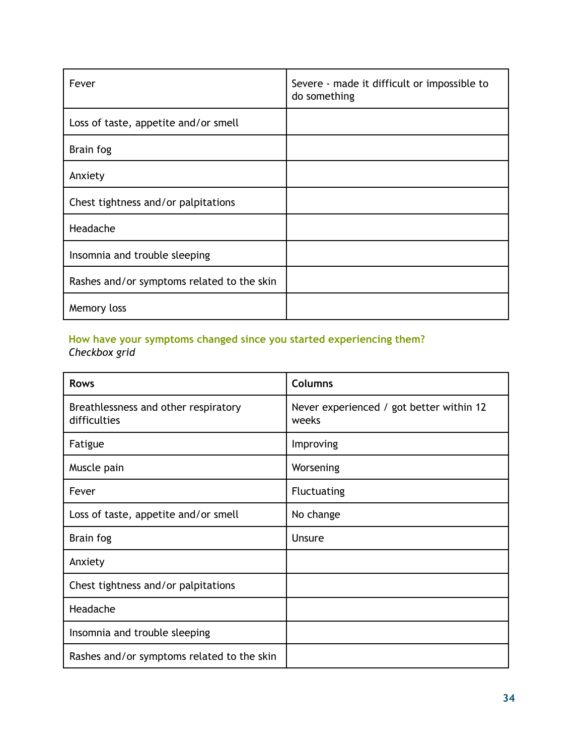| | |
|---|---|
| Fever | Severe - made it difficult or impossible to do something |
| Loss of taste, appetite and/or smell | |
| Brain fog | |
| Anxiety | |
| Chest tightness and/or palpitations | |
| Headache | |
| Insomnia and trouble sleeping | |
| Rashes and/or symptoms related to the skin | |
| Memory loss | |

**How have your symptoms changed since you started experiencing them?**
*Checkbox grid*

| Rows | Columns |
|---|---|
| Breathlessness and other respiratory difficulties | Never experienced / got better within 12 weeks |
| Fatigue | Improving |
| Muscle pain | Worsening |
| Fever | Fluctuating |
| Loss of taste, appetite and/or smell | No change |
| Brain fog | Unsure |
| Anxiety | |
| Chest tightness and/or palpitations | |
| Headache | |
| Insomnia and trouble sleeping | |
| Rashes and/or symptoms related to the skin | |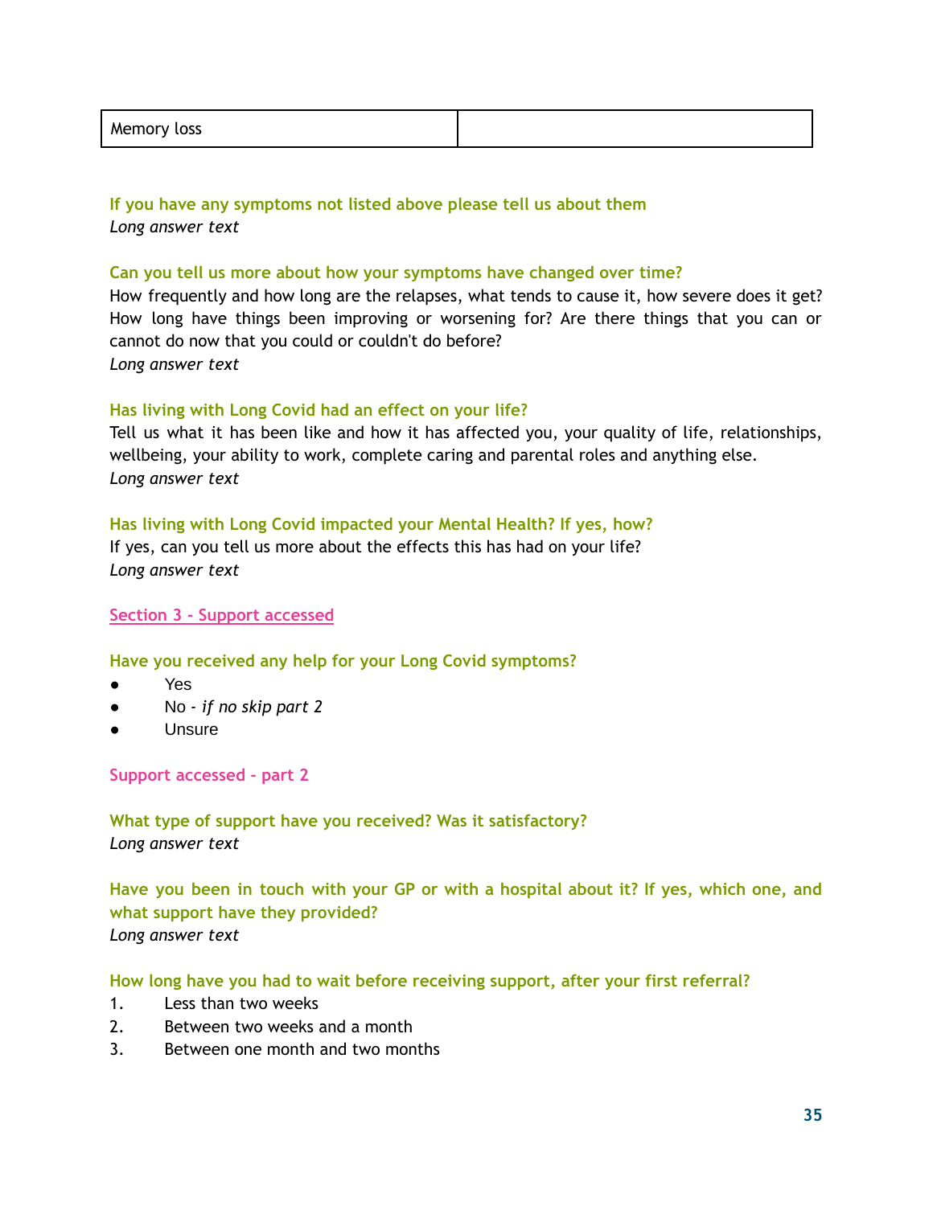| Memory loss | |
|---|---|

**If you have any symptoms not listed above please tell us about them**
*Long answer text*

**Can you tell us more about how your symptoms have changed over time?**
How frequently and how long are the relapses, what tends to cause it, how severe does it get? How long have things been improving or worsening for? Are there things that you can or cannot do now that you could or couldn't do before?
*Long answer text*

**Has living with Long Covid had an effect on your life?**
Tell us what it has been like and how it has affected you, your quality of life, relationships, wellbeing, your ability to work, complete caring and parental roles and anything else.
*Long answer text*

**Has living with Long Covid impacted your Mental Health? If yes, how?**
If yes, can you tell us more about the effects this has had on your life?
*Long answer text*

## Section 3 - Support accessed

**Have you received any help for your Long Covid symptoms?**

- Yes
- No - *if no skip part 2*
- Unsure

### Support accessed - part 2

**What type of support have you received? Was it satisfactory?**
*Long answer text*

**Have you been in touch with your GP or with a hospital about it? If yes, which one, and what support have they provided?**
*Long answer text*

**How long have you had to wait before receiving support, after your first referral?**

1. Less than two weeks
2. Between two weeks and a month
3. Between one month and two months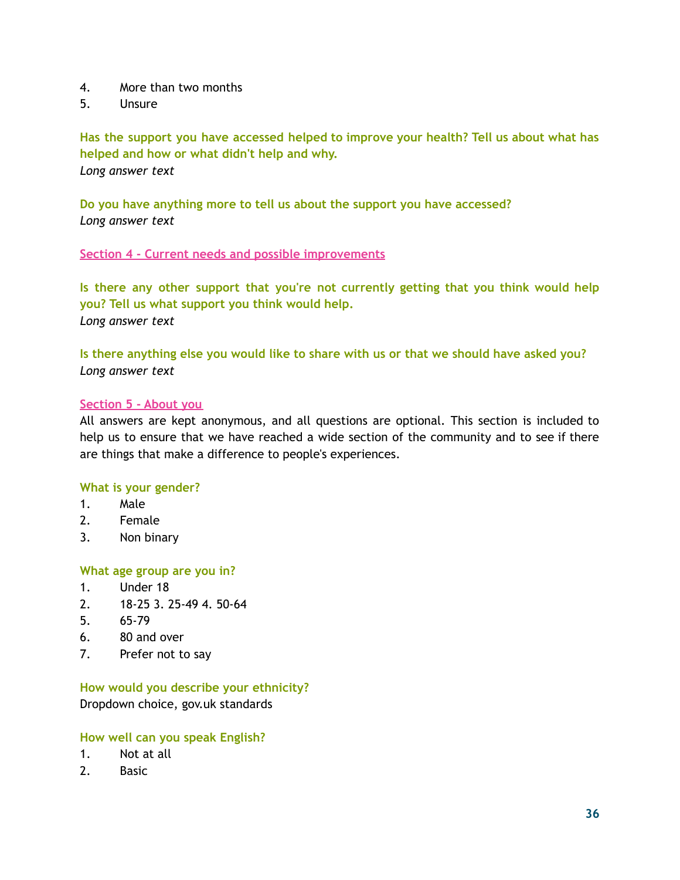4. More than two months
5. Unsure

**Has the support you have accessed helped to improve your health? Tell us about what has helped and how or what didn't help and why.**
*Long answer text*

**Do you have anything more to tell us about the support you have accessed?**
*Long answer text*

## Section 4 - Current needs and possible improvements

**Is there any other support that you're not currently getting that you think would help you? Tell us what support you think would help.**
*Long answer text*

**Is there anything else you would like to share with us or that we should have asked you?**
*Long answer text*

## Section 5 - About you

All answers are kept anonymous, and all questions are optional. This section is included to help us to ensure that we have reached a wide section of the community and to see if there are things that make a difference to people's experiences.

**What is your gender?**

1. Male
2. Female
3. Non binary

**What age group are you in?**

1. Under 18
2. 18-25 3. 25-49 4. 50-64
5. 65-79
6. 80 and over
7. Prefer not to say

**How would you describe your ethnicity?**
Dropdown choice, gov.uk standards

**How well can you speak English?**

1. Not at all
2. Basic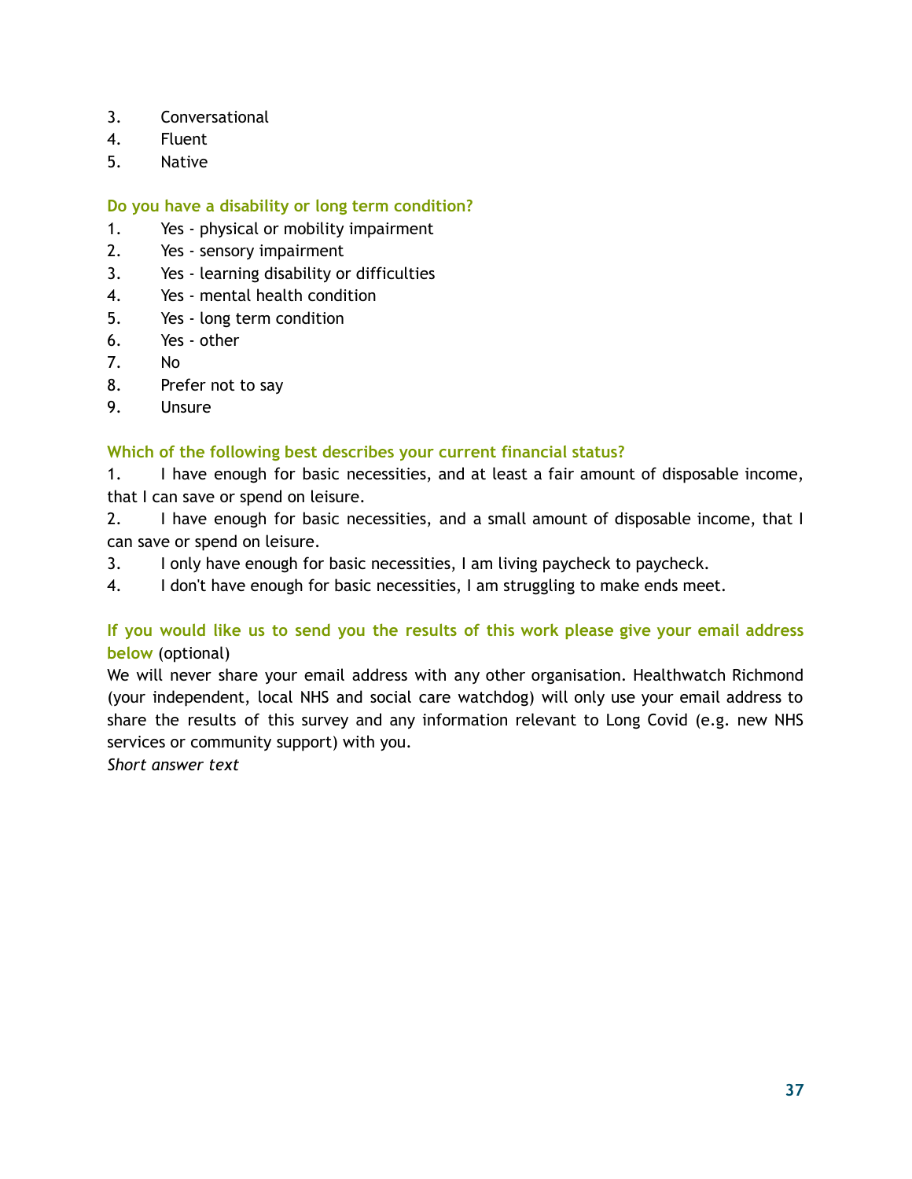3. Conversational
4. Fluent
5. Native

**Do you have a disability or long term condition?**

1. Yes - physical or mobility impairment
2. Yes - sensory impairment
3. Yes - learning disability or difficulties
4. Yes - mental health condition
5. Yes - long term condition
6. Yes - other
7. No
8. Prefer not to say
9. Unsure

**Which of the following best describes your current financial status?**

1. I have enough for basic necessities, and at least a fair amount of disposable income, that I can save or spend on leisure.
2. I have enough for basic necessities, and a small amount of disposable income, that I can save or spend on leisure.
3. I only have enough for basic necessities, I am living paycheck to paycheck.
4. I don't have enough for basic necessities, I am struggling to make ends meet.

**If you would like us to send you the results of this work please give your email address below** (optional)

We will never share your email address with any other organisation. Healthwatch Richmond (your independent, local NHS and social care watchdog) will only use your email address to share the results of this survey and any information relevant to Long Covid (e.g. new NHS services or community support) with you.

*Short answer text*